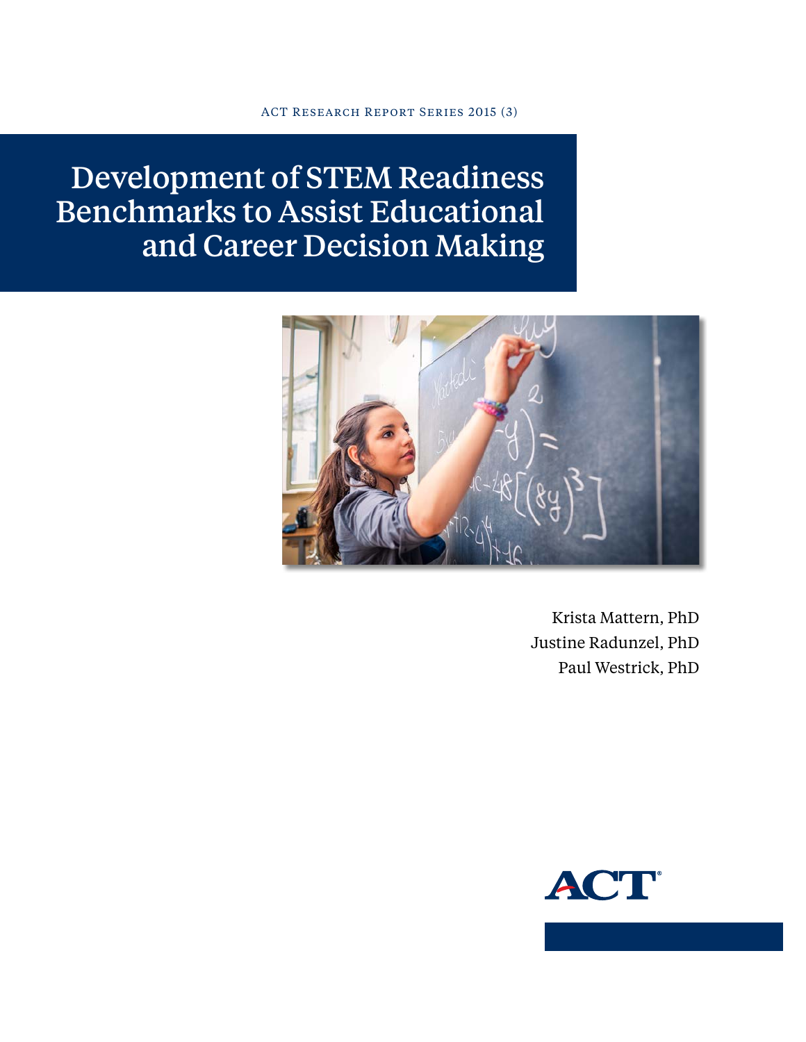ACT Research Report Series 2015 (3)

# Development of STEM Readiness Benchmarks to Assist Educational and Career Decision Making

Krista Mattern, PhD
Justine Radunzel, PhD
Paul Westrick, PhD

ACT®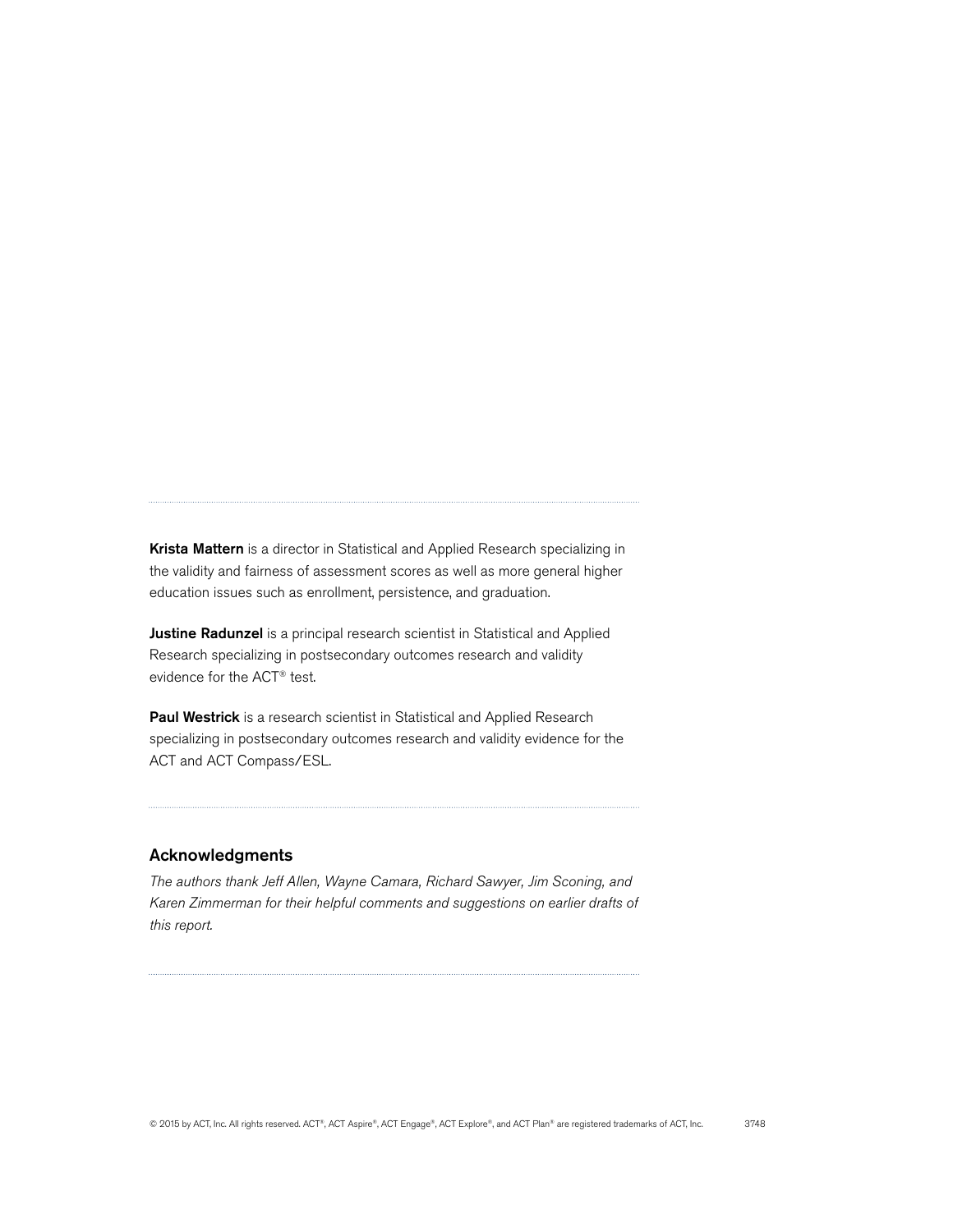**Krista Mattern** is a director in Statistical and Applied Research specializing in the validity and fairness of assessment scores as well as more general higher education issues such as enrollment, persistence, and graduation.

**Justine Radunzel** is a principal research scientist in Statistical and Applied Research specializing in postsecondary outcomes research and validity evidence for the ACT® test.

**Paul Westrick** is a research scientist in Statistical and Applied Research specializing in postsecondary outcomes research and validity evidence for the ACT and ACT Compass/ESL.

## Acknowledgments

*The authors thank Jeff Allen, Wayne Camara, Richard Sawyer, Jim Sconing, and Karen Zimmerman for their helpful comments and suggestions on earlier drafts of this report.*

© 2015 by ACT, Inc. All rights reserved. ACT®, ACT Aspire®, ACT Engage®, ACT Explore®, and ACT Plan® are registered trademarks of ACT, Inc. 3748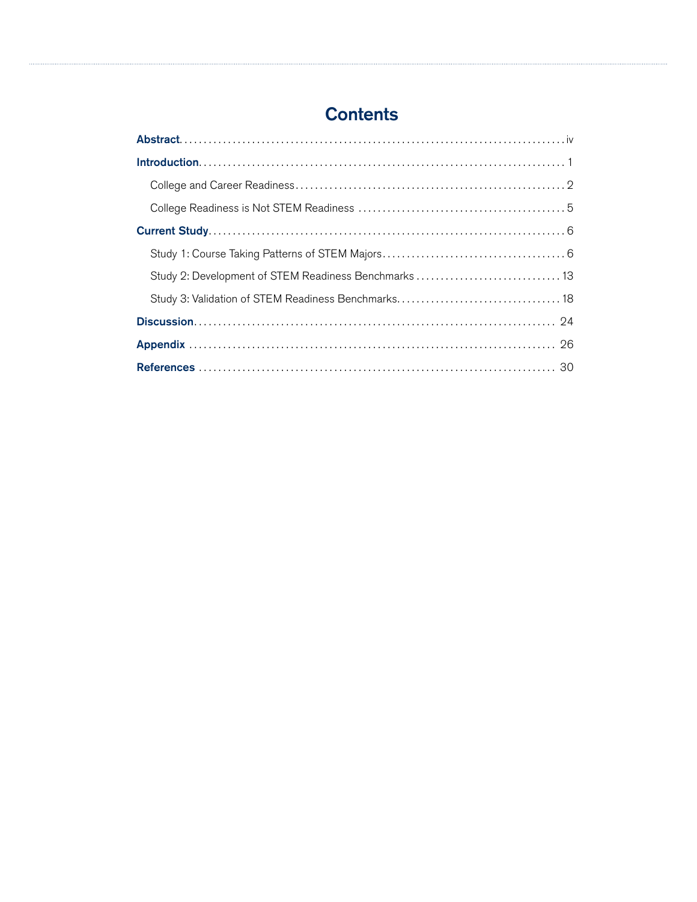# Contents

**Abstract** ........ iv

**Introduction** ........ 1

- College and Career Readiness ........ 2
- College Readiness is Not STEM Readiness ........ 5

**Current Study** ........ 6

- Study 1: Course Taking Patterns of STEM Majors ........ 6
- Study 2: Development of STEM Readiness Benchmarks ........ 13
- Study 3: Validation of STEM Readiness Benchmarks ........ 18

**Discussion** ........ 24

**Appendix** ........ 26

**References** ........ 30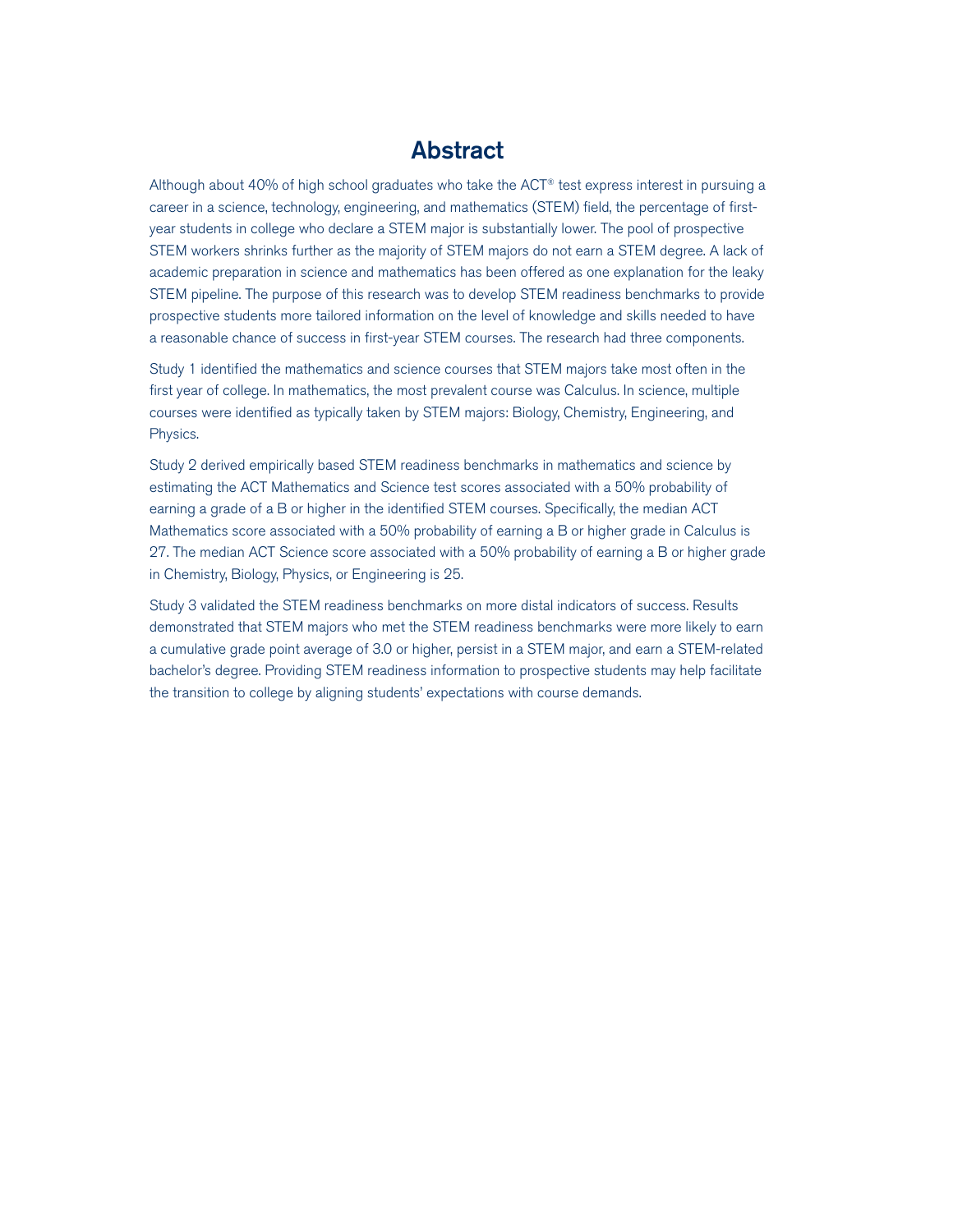# Abstract

Although about 40% of high school graduates who take the ACT® test express interest in pursuing a career in a science, technology, engineering, and mathematics (STEM) field, the percentage of first-year students in college who declare a STEM major is substantially lower. The pool of prospective STEM workers shrinks further as the majority of STEM majors do not earn a STEM degree. A lack of academic preparation in science and mathematics has been offered as one explanation for the leaky STEM pipeline. The purpose of this research was to develop STEM readiness benchmarks to provide prospective students more tailored information on the level of knowledge and skills needed to have a reasonable chance of success in first-year STEM courses. The research had three components.

Study 1 identified the mathematics and science courses that STEM majors take most often in the first year of college. In mathematics, the most prevalent course was Calculus. In science, multiple courses were identified as typically taken by STEM majors: Biology, Chemistry, Engineering, and Physics.

Study 2 derived empirically based STEM readiness benchmarks in mathematics and science by estimating the ACT Mathematics and Science test scores associated with a 50% probability of earning a grade of a B or higher in the identified STEM courses. Specifically, the median ACT Mathematics score associated with a 50% probability of earning a B or higher grade in Calculus is 27. The median ACT Science score associated with a 50% probability of earning a B or higher grade in Chemistry, Biology, Physics, or Engineering is 25.

Study 3 validated the STEM readiness benchmarks on more distal indicators of success. Results demonstrated that STEM majors who met the STEM readiness benchmarks were more likely to earn a cumulative grade point average of 3.0 or higher, persist in a STEM major, and earn a STEM-related bachelor's degree. Providing STEM readiness information to prospective students may help facilitate the transition to college by aligning students' expectations with course demands.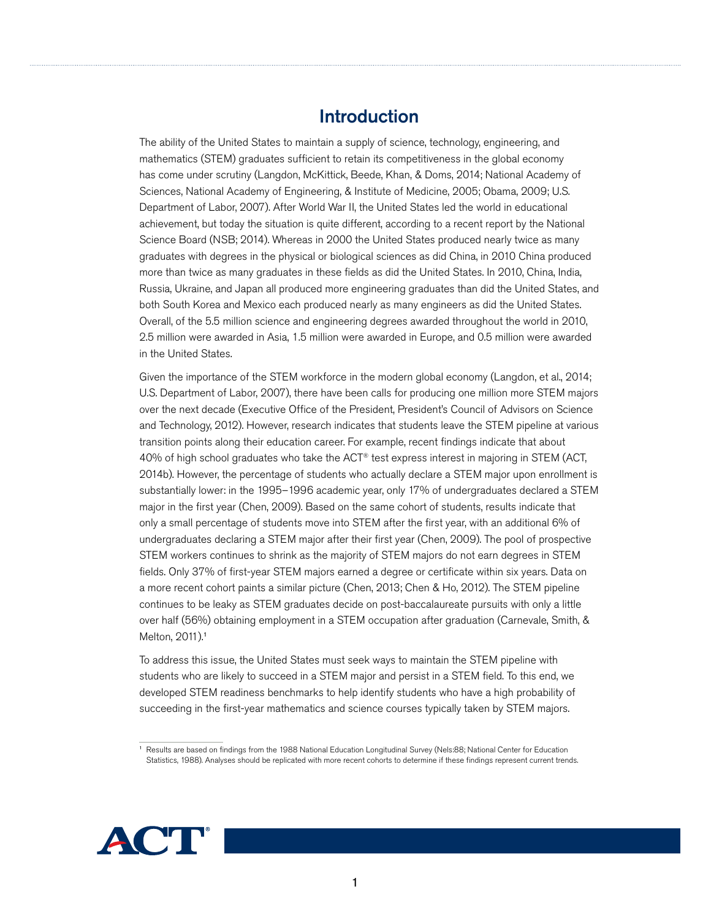# Introduction

The ability of the United States to maintain a supply of science, technology, engineering, and mathematics (STEM) graduates sufficient to retain its competitiveness in the global economy has come under scrutiny (Langdon, McKittick, Beede, Khan, & Doms, 2014; National Academy of Sciences, National Academy of Engineering, & Institute of Medicine, 2005; Obama, 2009; U.S. Department of Labor, 2007). After World War II, the United States led the world in educational achievement, but today the situation is quite different, according to a recent report by the National Science Board (NSB; 2014). Whereas in 2000 the United States produced nearly twice as many graduates with degrees in the physical or biological sciences as did China, in 2010 China produced more than twice as many graduates in these fields as did the United States. In 2010, China, India, Russia, Ukraine, and Japan all produced more engineering graduates than did the United States, and both South Korea and Mexico each produced nearly as many engineers as did the United States. Overall, of the 5.5 million science and engineering degrees awarded throughout the world in 2010, 2.5 million were awarded in Asia, 1.5 million were awarded in Europe, and 0.5 million were awarded in the United States.

Given the importance of the STEM workforce in the modern global economy (Langdon, et al., 2014; U.S. Department of Labor, 2007), there have been calls for producing one million more STEM majors over the next decade (Executive Office of the President, President's Council of Advisors on Science and Technology, 2012). However, research indicates that students leave the STEM pipeline at various transition points along their education career. For example, recent findings indicate that about 40% of high school graduates who take the ACT® test express interest in majoring in STEM (ACT, 2014b). However, the percentage of students who actually declare a STEM major upon enrollment is substantially lower: in the 1995–1996 academic year, only 17% of undergraduates declared a STEM major in the first year (Chen, 2009). Based on the same cohort of students, results indicate that only a small percentage of students move into STEM after the first year, with an additional 6% of undergraduates declaring a STEM major after their first year (Chen, 2009). The pool of prospective STEM workers continues to shrink as the majority of STEM majors do not earn degrees in STEM fields. Only 37% of first-year STEM majors earned a degree or certificate within six years. Data on a more recent cohort paints a similar picture (Chen, 2013; Chen & Ho, 2012). The STEM pipeline continues to be leaky as STEM graduates decide on post-baccalaureate pursuits with only a little over half (56%) obtaining employment in a STEM occupation after graduation (Carnevale, Smith, & Melton, 2011).[1]

To address this issue, the United States must seek ways to maintain the STEM pipeline with students who are likely to succeed in a STEM major and persist in a STEM field. To this end, we developed STEM readiness benchmarks to help identify students who have a high probability of succeeding in the first-year mathematics and science courses typically taken by STEM majors.

---

[1] Results are based on findings from the 1988 National Education Longitudinal Survey (Nels:88; National Center for Education Statistics, 1988). Analyses should be replicated with more recent cohorts to determine if these findings represent current trends.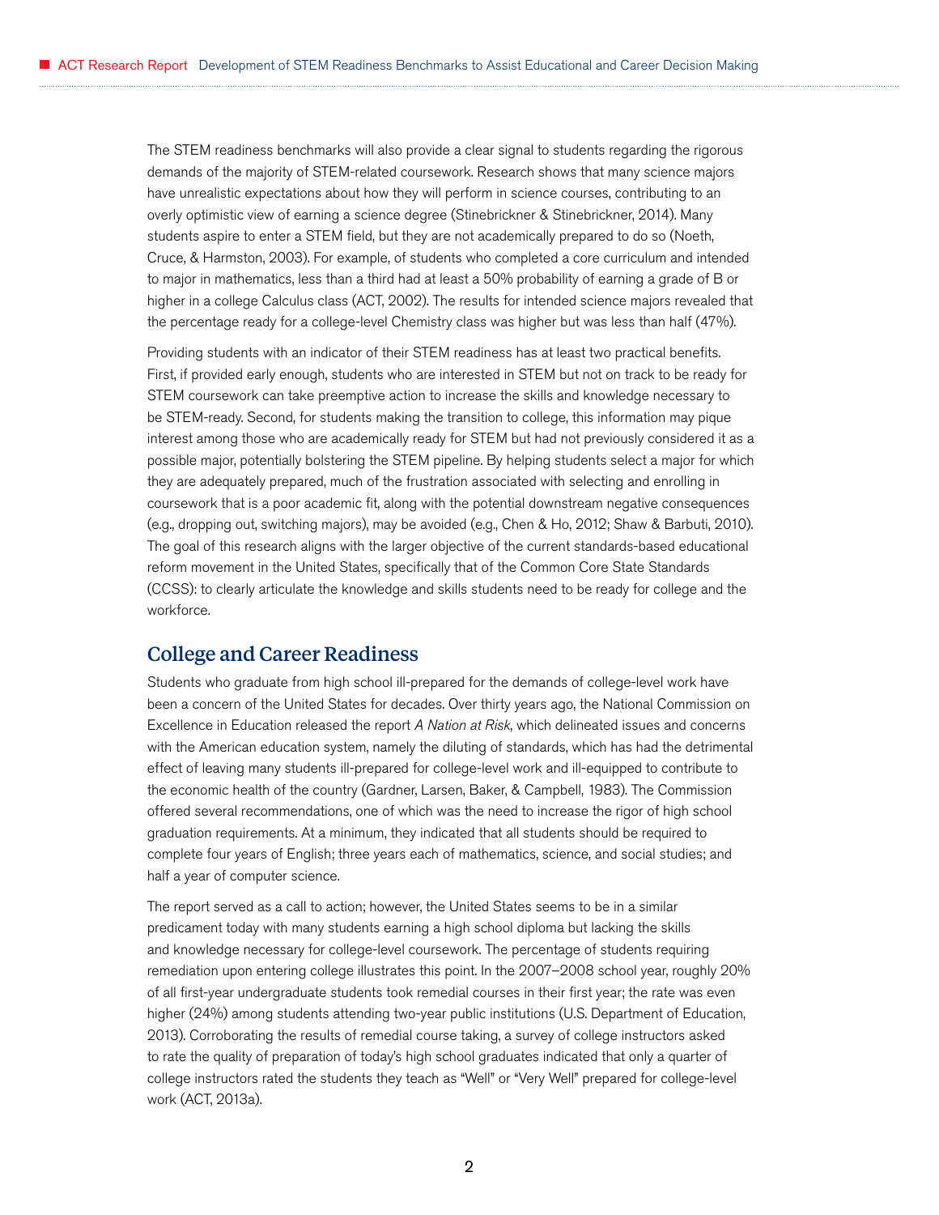The STEM readiness benchmarks will also provide a clear signal to students regarding the rigorous demands of the majority of STEM-related coursework. Research shows that many science majors have unrealistic expectations about how they will perform in science courses, contributing to an overly optimistic view of earning a science degree (Stinebrickner & Stinebrickner, 2014). Many students aspire to enter a STEM field, but they are not academically prepared to do so (Noeth, Cruce, & Harmston, 2003). For example, of students who completed a core curriculum and intended to major in mathematics, less than a third had at least a 50% probability of earning a grade of B or higher in a college Calculus class (ACT, 2002). The results for intended science majors revealed that the percentage ready for a college-level Chemistry class was higher but was less than half (47%).

Providing students with an indicator of their STEM readiness has at least two practical benefits. First, if provided early enough, students who are interested in STEM but not on track to be ready for STEM coursework can take preemptive action to increase the skills and knowledge necessary to be STEM-ready. Second, for students making the transition to college, this information may pique interest among those who are academically ready for STEM but had not previously considered it as a possible major, potentially bolstering the STEM pipeline. By helping students select a major for which they are adequately prepared, much of the frustration associated with selecting and enrolling in coursework that is a poor academic fit, along with the potential downstream negative consequences (e.g., dropping out, switching majors), may be avoided (e.g., Chen & Ho, 2012; Shaw & Barbuti, 2010). The goal of this research aligns with the larger objective of the current standards-based educational reform movement in the United States, specifically that of the Common Core State Standards (CCSS): to clearly articulate the knowledge and skills students need to be ready for college and the workforce.

## College and Career Readiness

Students who graduate from high school ill-prepared for the demands of college-level work have been a concern of the United States for decades. Over thirty years ago, the National Commission on Excellence in Education released the report *A Nation at Risk*, which delineated issues and concerns with the American education system, namely the diluting of standards, which has had the detrimental effect of leaving many students ill-prepared for college-level work and ill-equipped to contribute to the economic health of the country (Gardner, Larsen, Baker, & Campbell, 1983). The Commission offered several recommendations, one of which was the need to increase the rigor of high school graduation requirements. At a minimum, they indicated that all students should be required to complete four years of English; three years each of mathematics, science, and social studies; and half a year of computer science.

The report served as a call to action; however, the United States seems to be in a similar predicament today with many students earning a high school diploma but lacking the skills and knowledge necessary for college-level coursework. The percentage of students requiring remediation upon entering college illustrates this point. In the 2007–2008 school year, roughly 20% of all first-year undergraduate students took remedial courses in their first year; the rate was even higher (24%) among students attending two-year public institutions (U.S. Department of Education, 2013). Corroborating the results of remedial course taking, a survey of college instructors asked to rate the quality of preparation of today's high school graduates indicated that only a quarter of college instructors rated the students they teach as "Well" or "Very Well" prepared for college-level work (ACT, 2013a).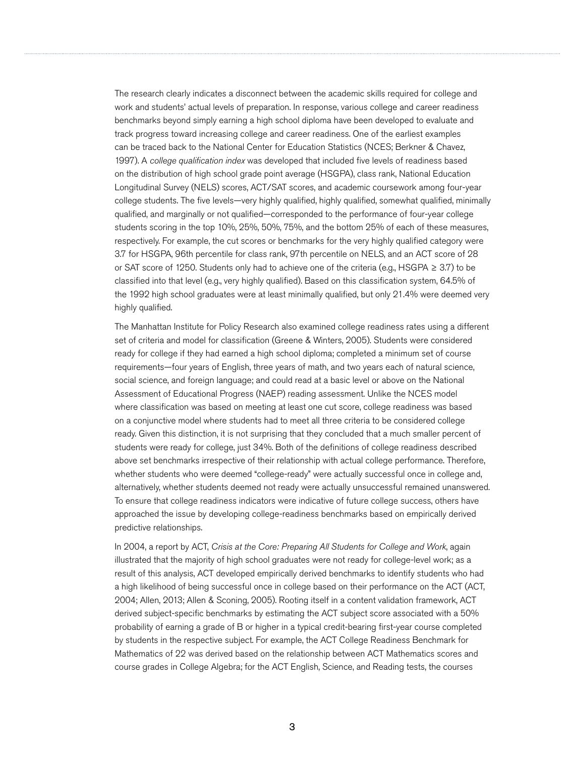The research clearly indicates a disconnect between the academic skills required for college and work and students' actual levels of preparation. In response, various college and career readiness benchmarks beyond simply earning a high school diploma have been developed to evaluate and track progress toward increasing college and career readiness. One of the earliest examples can be traced back to the National Center for Education Statistics (NCES; Berkner & Chavez, 1997). A *college qualification index* was developed that included five levels of readiness based on the distribution of high school grade point average (HSGPA), class rank, National Education Longitudinal Survey (NELS) scores, ACT/SAT scores, and academic coursework among four-year college students. The five levels—very highly qualified, highly qualified, somewhat qualified, minimally qualified, and marginally or not qualified—corresponded to the performance of four-year college students scoring in the top 10%, 25%, 50%, 75%, and the bottom 25% of each of these measures, respectively. For example, the cut scores or benchmarks for the very highly qualified category were 3.7 for HSGPA, 96th percentile for class rank, 97th percentile on NELS, and an ACT score of 28 or SAT score of 1250. Students only had to achieve one of the criteria (e.g., HSGPA ≥ 3.7) to be classified into that level (e.g., very highly qualified). Based on this classification system, 64.5% of the 1992 high school graduates were at least minimally qualified, but only 21.4% were deemed very highly qualified.

The Manhattan Institute for Policy Research also examined college readiness rates using a different set of criteria and model for classification (Greene & Winters, 2005). Students were considered ready for college if they had earned a high school diploma; completed a minimum set of course requirements—four years of English, three years of math, and two years each of natural science, social science, and foreign language; and could read at a basic level or above on the National Assessment of Educational Progress (NAEP) reading assessment. Unlike the NCES model where classification was based on meeting at least one cut score, college readiness was based on a conjunctive model where students had to meet all three criteria to be considered college ready. Given this distinction, it is not surprising that they concluded that a much smaller percent of students were ready for college, just 34%. Both of the definitions of college readiness described above set benchmarks irrespective of their relationship with actual college performance. Therefore, whether students who were deemed "college-ready" were actually successful once in college and, alternatively, whether students deemed not ready were actually unsuccessful remained unanswered. To ensure that college readiness indicators were indicative of future college success, others have approached the issue by developing college-readiness benchmarks based on empirically derived predictive relationships.

In 2004, a report by ACT, *Crisis at the Core: Preparing All Students for College and Work*, again illustrated that the majority of high school graduates were not ready for college-level work; as a result of this analysis, ACT developed empirically derived benchmarks to identify students who had a high likelihood of being successful once in college based on their performance on the ACT (ACT, 2004; Allen, 2013; Allen & Sconing, 2005). Rooting itself in a content validation framework, ACT derived subject-specific benchmarks by estimating the ACT subject score associated with a 50% probability of earning a grade of B or higher in a typical credit-bearing first-year course completed by students in the respective subject. For example, the ACT College Readiness Benchmark for Mathematics of 22 was derived based on the relationship between ACT Mathematics scores and course grades in College Algebra; for the ACT English, Science, and Reading tests, the courses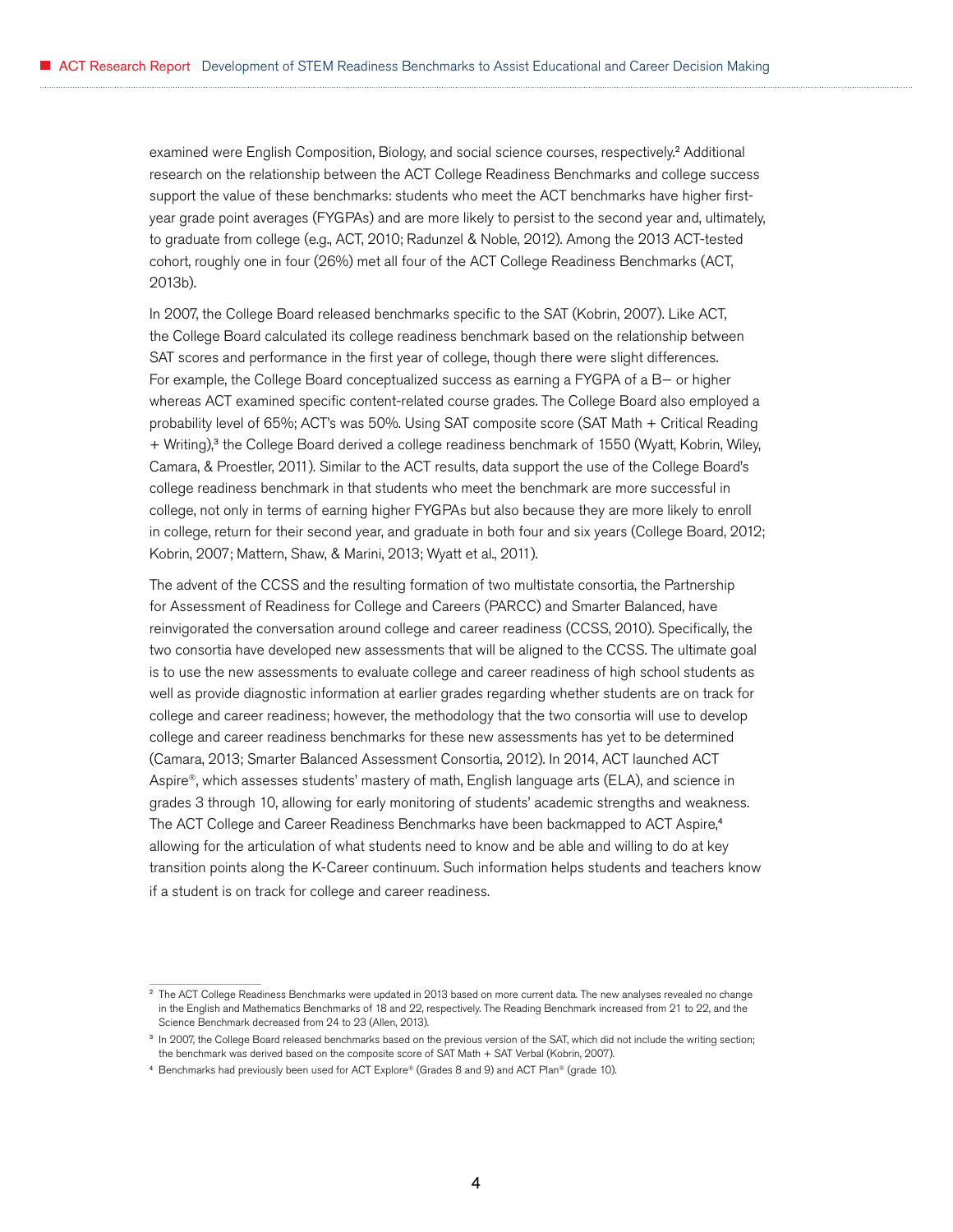examined were English Composition, Biology, and social science courses, respectively.[2] Additional research on the relationship between the ACT College Readiness Benchmarks and college success support the value of these benchmarks: students who meet the ACT benchmarks have higher first-year grade point averages (FYGPAs) and are more likely to persist to the second year and, ultimately, to graduate from college (e.g., ACT, 2010; Radunzel & Noble, 2012). Among the 2013 ACT-tested cohort, roughly one in four (26%) met all four of the ACT College Readiness Benchmarks (ACT, 2013b).

In 2007, the College Board released benchmarks specific to the SAT (Kobrin, 2007). Like ACT, the College Board calculated its college readiness benchmark based on the relationship between SAT scores and performance in the first year of college, though there were slight differences. For example, the College Board conceptualized success as earning a FYGPA of a B− or higher whereas ACT examined specific content-related course grades. The College Board also employed a probability level of 65%; ACT's was 50%. Using SAT composite score (SAT Math + Critical Reading + Writing),[3] the College Board derived a college readiness benchmark of 1550 (Wyatt, Kobrin, Wiley, Camara, & Proestler, 2011). Similar to the ACT results, data support the use of the College Board's college readiness benchmark in that students who meet the benchmark are more successful in college, not only in terms of earning higher FYGPAs but also because they are more likely to enroll in college, return for their second year, and graduate in both four and six years (College Board, 2012; Kobrin, 2007; Mattern, Shaw, & Marini, 2013; Wyatt et al., 2011).

The advent of the CCSS and the resulting formation of two multistate consortia, the Partnership for Assessment of Readiness for College and Careers (PARCC) and Smarter Balanced, have reinvigorated the conversation around college and career readiness (CCSS, 2010). Specifically, the two consortia have developed new assessments that will be aligned to the CCSS. The ultimate goal is to use the new assessments to evaluate college and career readiness of high school students as well as provide diagnostic information at earlier grades regarding whether students are on track for college and career readiness; however, the methodology that the two consortia will use to develop college and career readiness benchmarks for these new assessments has yet to be determined (Camara, 2013; Smarter Balanced Assessment Consortia, 2012). In 2014, ACT launched ACT Aspire®, which assesses students' mastery of math, English language arts (ELA), and science in grades 3 through 10, allowing for early monitoring of students' academic strengths and weakness. The ACT College and Career Readiness Benchmarks have been backmapped to ACT Aspire,[4] allowing for the articulation of what students need to know and be able and willing to do at key transition points along the K-Career continuum. Such information helps students and teachers know if a student is on track for college and career readiness.

---

[2] The ACT College Readiness Benchmarks were updated in 2013 based on more current data. The new analyses revealed no change in the English and Mathematics Benchmarks of 18 and 22, respectively. The Reading Benchmark increased from 21 to 22, and the Science Benchmark decreased from 24 to 23 (Allen, 2013).

[3] In 2007, the College Board released benchmarks based on the previous version of the SAT, which did not include the writing section; the benchmark was derived based on the composite score of SAT Math + SAT Verbal (Kobrin, 2007).

[4] Benchmarks had previously been used for ACT Explore® (Grades 8 and 9) and ACT Plan® (grade 10).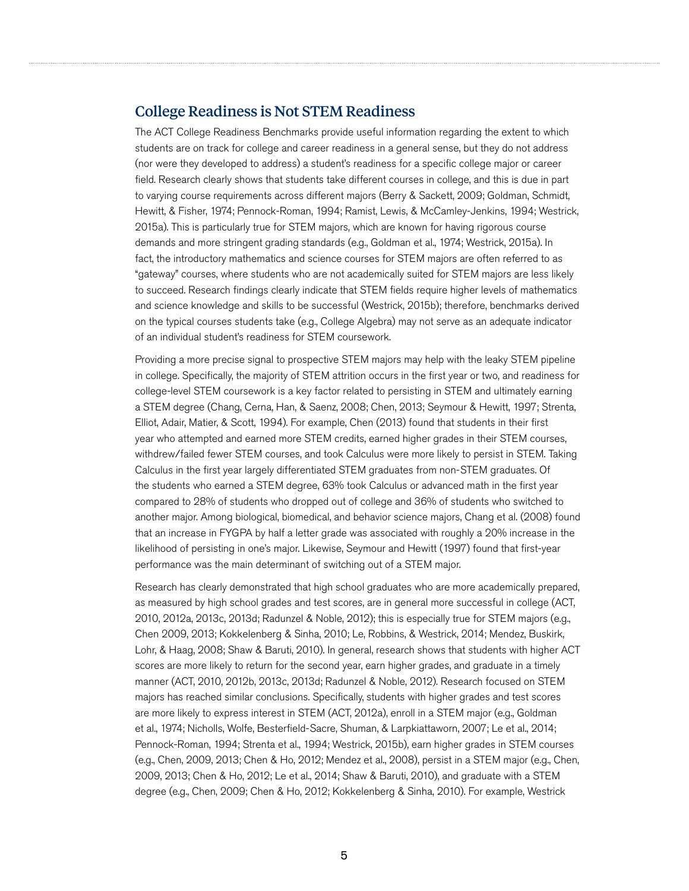## College Readiness is Not STEM Readiness

The ACT College Readiness Benchmarks provide useful information regarding the extent to which students are on track for college and career readiness in a general sense, but they do not address (nor were they developed to address) a student's readiness for a specific college major or career field. Research clearly shows that students take different courses in college, and this is due in part to varying course requirements across different majors (Berry & Sackett, 2009; Goldman, Schmidt, Hewitt, & Fisher, 1974; Pennock-Roman, 1994; Ramist, Lewis, & McCamley-Jenkins, 1994; Westrick, 2015a). This is particularly true for STEM majors, which are known for having rigorous course demands and more stringent grading standards (e.g., Goldman et al., 1974; Westrick, 2015a). In fact, the introductory mathematics and science courses for STEM majors are often referred to as "gateway" courses, where students who are not academically suited for STEM majors are less likely to succeed. Research findings clearly indicate that STEM fields require higher levels of mathematics and science knowledge and skills to be successful (Westrick, 2015b); therefore, benchmarks derived on the typical courses students take (e.g., College Algebra) may not serve as an adequate indicator of an individual student's readiness for STEM coursework.

Providing a more precise signal to prospective STEM majors may help with the leaky STEM pipeline in college. Specifically, the majority of STEM attrition occurs in the first year or two, and readiness for college-level STEM coursework is a key factor related to persisting in STEM and ultimately earning a STEM degree (Chang, Cerna, Han, & Saenz, 2008; Chen, 2013; Seymour & Hewitt, 1997; Strenta, Elliot, Adair, Matier, & Scott, 1994). For example, Chen (2013) found that students in their first year who attempted and earned more STEM credits, earned higher grades in their STEM courses, withdrew/failed fewer STEM courses, and took Calculus were more likely to persist in STEM. Taking Calculus in the first year largely differentiated STEM graduates from non-STEM graduates. Of the students who earned a STEM degree, 63% took Calculus or advanced math in the first year compared to 28% of students who dropped out of college and 36% of students who switched to another major. Among biological, biomedical, and behavior science majors, Chang et al. (2008) found that an increase in FYGPA by half a letter grade was associated with roughly a 20% increase in the likelihood of persisting in one's major. Likewise, Seymour and Hewitt (1997) found that first-year performance was the main determinant of switching out of a STEM major.

Research has clearly demonstrated that high school graduates who are more academically prepared, as measured by high school grades and test scores, are in general more successful in college (ACT, 2010, 2012a, 2013c, 2013d; Radunzel & Noble, 2012); this is especially true for STEM majors (e.g., Chen 2009, 2013; Kokkelenberg & Sinha, 2010; Le, Robbins, & Westrick, 2014; Mendez, Buskirk, Lohr, & Haag, 2008; Shaw & Baruti, 2010). In general, research shows that students with higher ACT scores are more likely to return for the second year, earn higher grades, and graduate in a timely manner (ACT, 2010, 2012b, 2013c, 2013d; Radunzel & Noble, 2012). Research focused on STEM majors has reached similar conclusions. Specifically, students with higher grades and test scores are more likely to express interest in STEM (ACT, 2012a), enroll in a STEM major (e.g., Goldman et al., 1974; Nicholls, Wolfe, Besterfield-Sacre, Shuman, & Larpkiattaworn, 2007; Le et al., 2014; Pennock-Roman, 1994; Strenta et al., 1994; Westrick, 2015b), earn higher grades in STEM courses (e.g., Chen, 2009, 2013; Chen & Ho, 2012; Mendez et al., 2008), persist in a STEM major (e.g., Chen, 2009, 2013; Chen & Ho, 2012; Le et al., 2014; Shaw & Baruti, 2010), and graduate with a STEM degree (e.g., Chen, 2009; Chen & Ho, 2012; Kokkelenberg & Sinha, 2010). For example, Westrick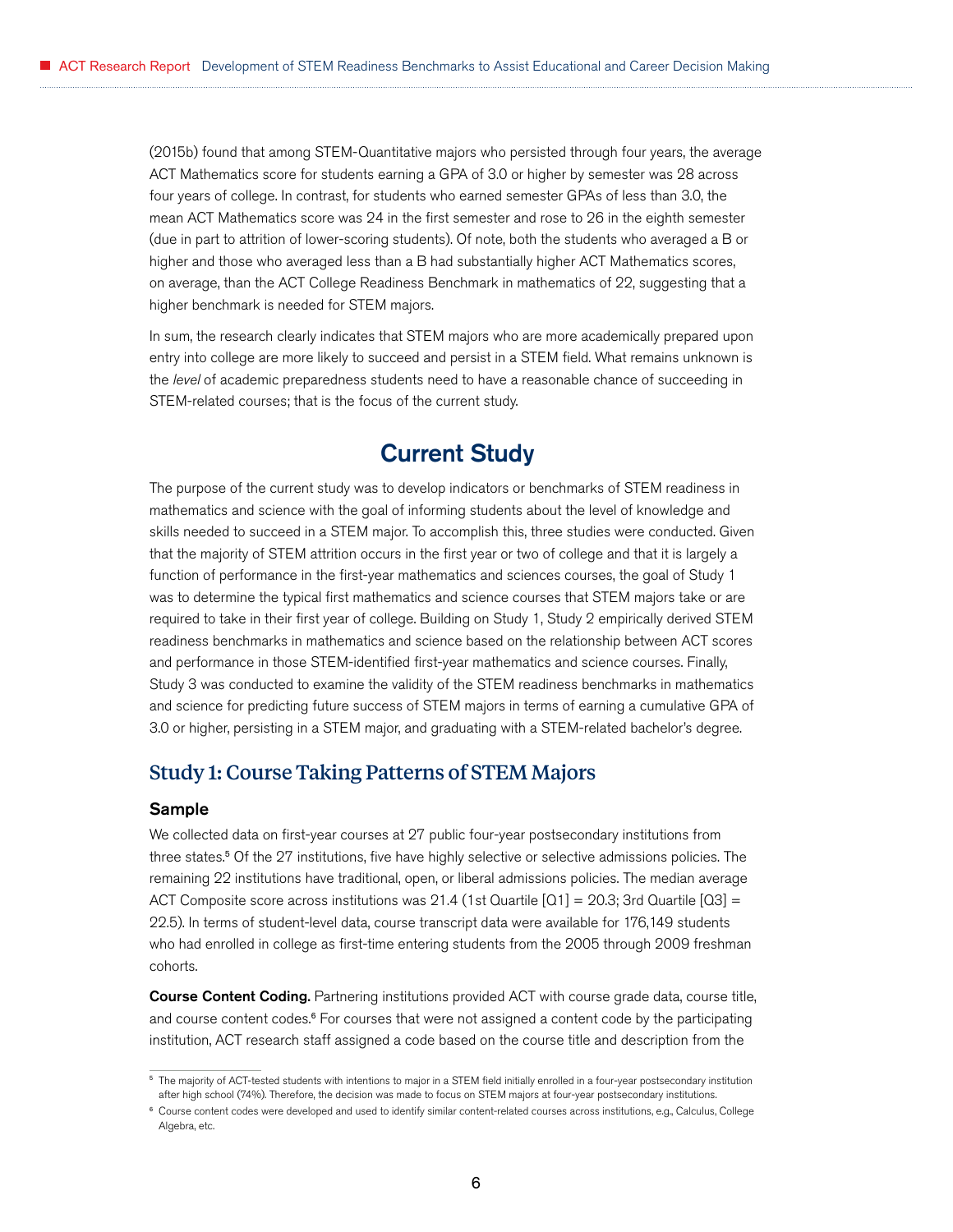(2015b) found that among STEM-Quantitative majors who persisted through four years, the average ACT Mathematics score for students earning a GPA of 3.0 or higher by semester was 28 across four years of college. In contrast, for students who earned semester GPAs of less than 3.0, the mean ACT Mathematics score was 24 in the first semester and rose to 26 in the eighth semester (due in part to attrition of lower-scoring students). Of note, both the students who averaged a B or higher and those who averaged less than a B had substantially higher ACT Mathematics scores, on average, than the ACT College Readiness Benchmark in mathematics of 22, suggesting that a higher benchmark is needed for STEM majors.

In sum, the research clearly indicates that STEM majors who are more academically prepared upon entry into college are more likely to succeed and persist in a STEM field. What remains unknown is the *level* of academic preparedness students need to have a reasonable chance of succeeding in STEM-related courses; that is the focus of the current study.

# Current Study

The purpose of the current study was to develop indicators or benchmarks of STEM readiness in mathematics and science with the goal of informing students about the level of knowledge and skills needed to succeed in a STEM major. To accomplish this, three studies were conducted. Given that the majority of STEM attrition occurs in the first year or two of college and that it is largely a function of performance in the first-year mathematics and sciences courses, the goal of Study 1 was to determine the typical first mathematics and science courses that STEM majors take or are required to take in their first year of college. Building on Study 1, Study 2 empirically derived STEM readiness benchmarks in mathematics and science based on the relationship between ACT scores and performance in those STEM-identified first-year mathematics and science courses. Finally, Study 3 was conducted to examine the validity of the STEM readiness benchmarks in mathematics and science for predicting future success of STEM majors in terms of earning a cumulative GPA of 3.0 or higher, persisting in a STEM major, and graduating with a STEM-related bachelor's degree.

## Study 1: Course Taking Patterns of STEM Majors

### Sample

We collected data on first-year courses at 27 public four-year postsecondary institutions from three states.[5] Of the 27 institutions, five have highly selective or selective admissions policies. The remaining 22 institutions have traditional, open, or liberal admissions policies. The median average ACT Composite score across institutions was 21.4 (1st Quartile [Q1] = 20.3; 3rd Quartile [Q3] = 22.5). In terms of student-level data, course transcript data were available for 176,149 students who had enrolled in college as first-time entering students from the 2005 through 2009 freshman cohorts.

**Course Content Coding.** Partnering institutions provided ACT with course grade data, course title, and course content codes.[6] For courses that were not assigned a content code by the participating institution, ACT research staff assigned a code based on the course title and description from the

[5] The majority of ACT-tested students with intentions to major in a STEM field initially enrolled in a four-year postsecondary institution after high school (74%). Therefore, the decision was made to focus on STEM majors at four-year postsecondary institutions.

[6] Course content codes were developed and used to identify similar content-related courses across institutions, e.g., Calculus, College Algebra, etc.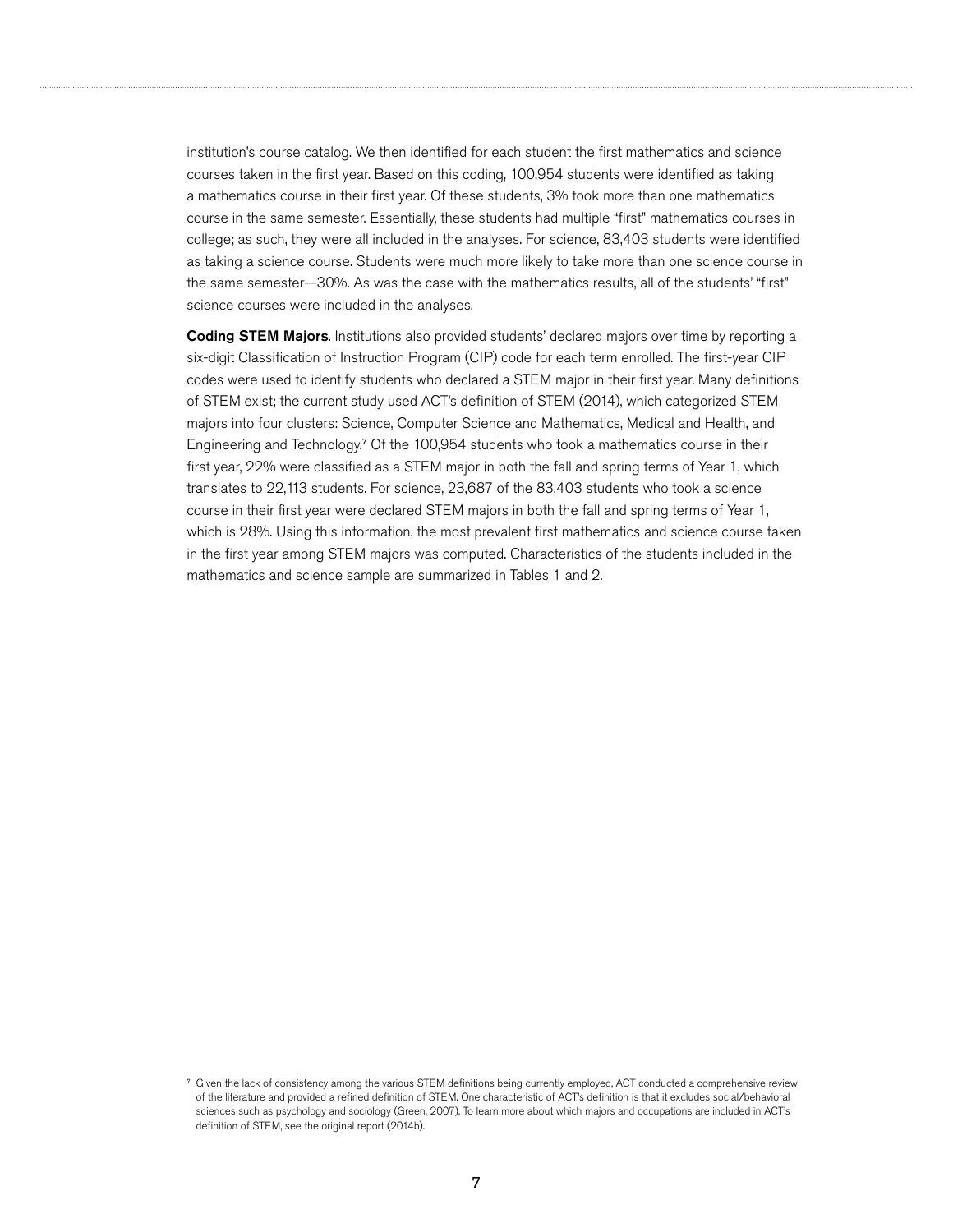institution's course catalog. We then identified for each student the first mathematics and science courses taken in the first year. Based on this coding, 100,954 students were identified as taking a mathematics course in their first year. Of these students, 3% took more than one mathematics course in the same semester. Essentially, these students had multiple "first" mathematics courses in college; as such, they were all included in the analyses. For science, 83,403 students were identified as taking a science course. Students were much more likely to take more than one science course in the same semester—30%. As was the case with the mathematics results, all of the students' "first" science courses were included in the analyses.

**Coding STEM Majors**. Institutions also provided students' declared majors over time by reporting a six-digit Classification of Instruction Program (CIP) code for each term enrolled. The first-year CIP codes were used to identify students who declared a STEM major in their first year. Many definitions of STEM exist; the current study used ACT's definition of STEM (2014), which categorized STEM majors into four clusters: Science, Computer Science and Mathematics, Medical and Health, and Engineering and Technology.[7] Of the 100,954 students who took a mathematics course in their first year, 22% were classified as a STEM major in both the fall and spring terms of Year 1, which translates to 22,113 students. For science, 23,687 of the 83,403 students who took a science course in their first year were declared STEM majors in both the fall and spring terms of Year 1, which is 28%. Using this information, the most prevalent first mathematics and science course taken in the first year among STEM majors was computed. Characteristics of the students included in the mathematics and science sample are summarized in Tables 1 and 2.

[7] Given the lack of consistency among the various STEM definitions being currently employed, ACT conducted a comprehensive review of the literature and provided a refined definition of STEM. One characteristic of ACT's definition is that it excludes social/behavioral sciences such as psychology and sociology (Green, 2007). To learn more about which majors and occupations are included in ACT's definition of STEM, see the original report (2014b).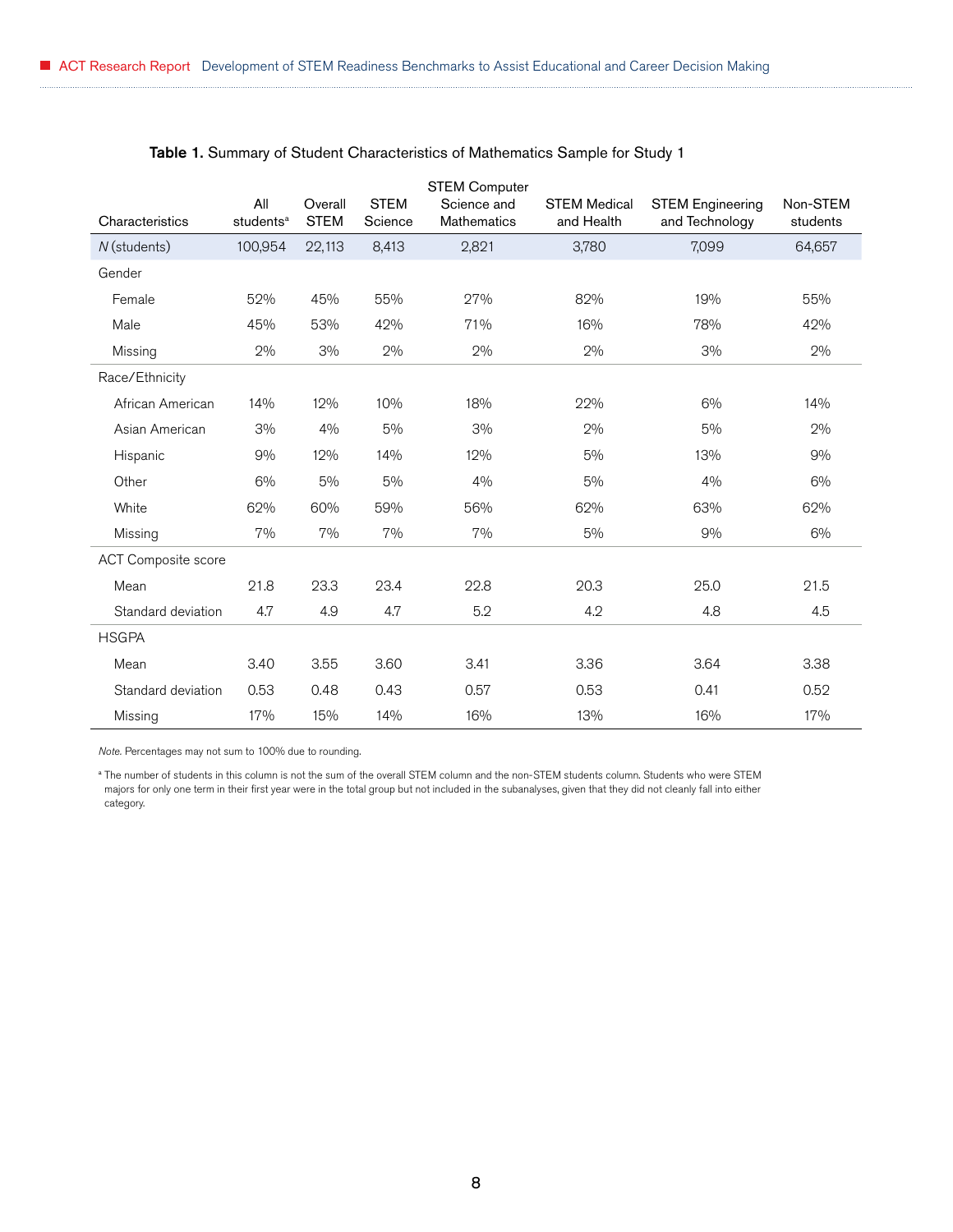**Table 1.** Summary of Student Characteristics of Mathematics Sample for Study 1

| Characteristics | All students[a] | Overall STEM | STEM Science | STEM Computer Science and Mathematics | STEM Medical and Health | STEM Engineering and Technology | Non-STEM students |
|---|---|---|---|---|---|---|---|
| *N* (students) | 100,954 | 22,113 | 8,413 | 2,821 | 3,780 | 7,099 | 64,657 |
| Gender | | | | | | | |
| Female | 52% | 45% | 55% | 27% | 82% | 19% | 55% |
| Male | 45% | 53% | 42% | 71% | 16% | 78% | 42% |
| Missing | 2% | 3% | 2% | 2% | 2% | 3% | 2% |
| Race/Ethnicity | | | | | | | |
| African American | 14% | 12% | 10% | 18% | 22% | 6% | 14% |
| Asian American | 3% | 4% | 5% | 3% | 2% | 5% | 2% |
| Hispanic | 9% | 12% | 14% | 12% | 5% | 13% | 9% |
| Other | 6% | 5% | 5% | 4% | 5% | 4% | 6% |
| White | 62% | 60% | 59% | 56% | 62% | 63% | 62% |
| Missing | 7% | 7% | 7% | 7% | 5% | 9% | 6% |
| ACT Composite score | | | | | | | |
| Mean | 21.8 | 23.3 | 23.4 | 22.8 | 20.3 | 25.0 | 21.5 |
| Standard deviation | 4.7 | 4.9 | 4.7 | 5.2 | 4.2 | 4.8 | 4.5 |
| HSGPA | | | | | | | |
| Mean | 3.40 | 3.55 | 3.60 | 3.41 | 3.36 | 3.64 | 3.38 |
| Standard deviation | 0.53 | 0.48 | 0.43 | 0.57 | 0.53 | 0.41 | 0.52 |
| Missing | 17% | 15% | 14% | 16% | 13% | 16% | 17% |

*Note.* Percentages may not sum to 100% due to rounding.

[a] The number of students in this column is not the sum of the overall STEM column and the non-STEM students column. Students who were STEM majors for only one term in their first year were in the total group but not included in the subanalyses, given that they did not cleanly fall into either category.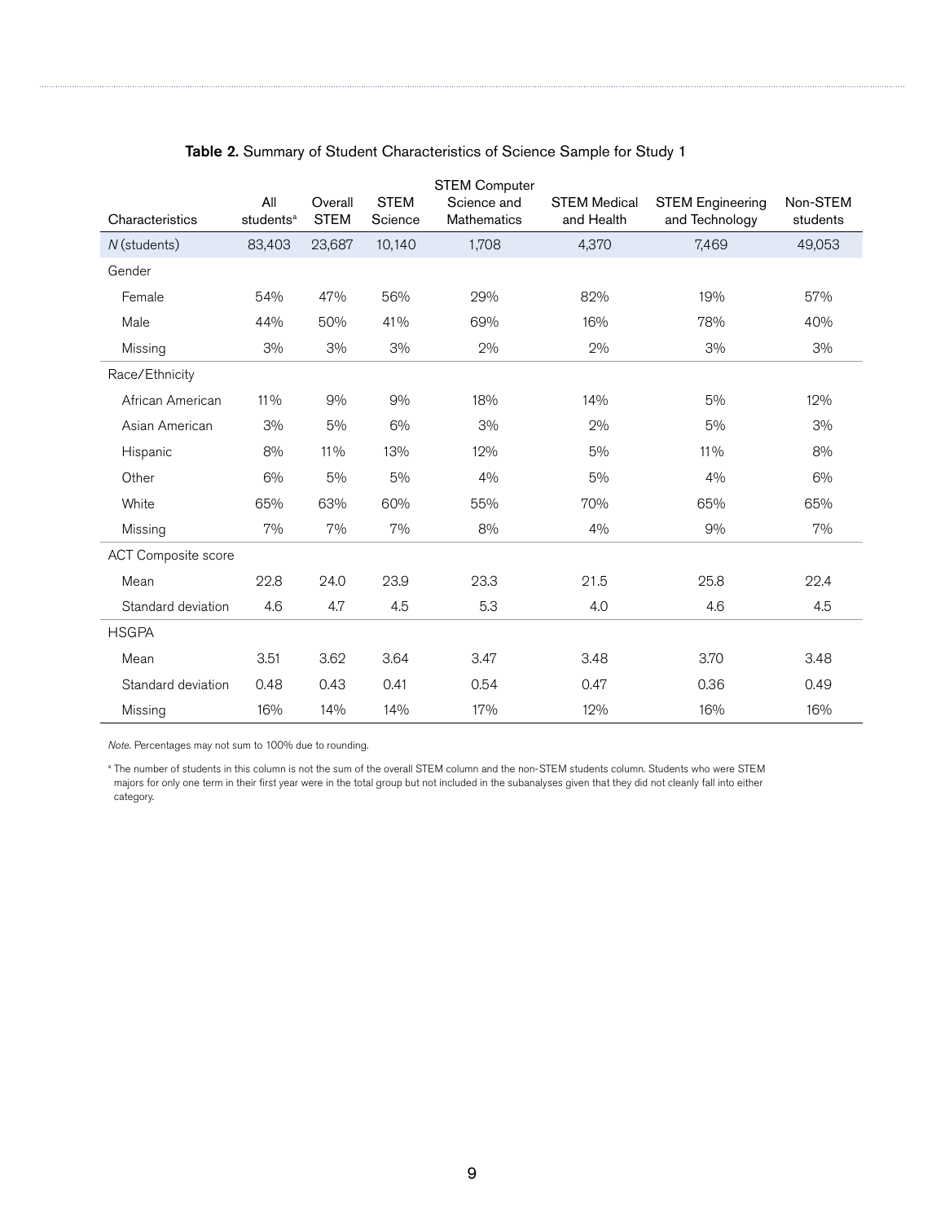**Table 2.** Summary of Student Characteristics of Science Sample for Study 1

| Characteristics | All students[a] | Overall STEM | STEM Science | STEM Computer Science and Mathematics | STEM Medical and Health | STEM Engineering and Technology | Non-STEM students |
|---|---|---|---|---|---|---|---|
| *N* (students) | 83,403 | 23,687 | 10,140 | 1,708 | 4,370 | 7,469 | 49,053 |
| Gender | | | | | | | |
| Female | 54% | 47% | 56% | 29% | 82% | 19% | 57% |
| Male | 44% | 50% | 41% | 69% | 16% | 78% | 40% |
| Missing | 3% | 3% | 3% | 2% | 2% | 3% | 3% |
| Race/Ethnicity | | | | | | | |
| African American | 11% | 9% | 9% | 18% | 14% | 5% | 12% |
| Asian American | 3% | 5% | 6% | 3% | 2% | 5% | 3% |
| Hispanic | 8% | 11% | 13% | 12% | 5% | 11% | 8% |
| Other | 6% | 5% | 5% | 4% | 5% | 4% | 6% |
| White | 65% | 63% | 60% | 55% | 70% | 65% | 65% |
| Missing | 7% | 7% | 7% | 8% | 4% | 9% | 7% |
| ACT Composite score | | | | | | | |
| Mean | 22.8 | 24.0 | 23.9 | 23.3 | 21.5 | 25.8 | 22.4 |
| Standard deviation | 4.6 | 4.7 | 4.5 | 5.3 | 4.0 | 4.6 | 4.5 |
| HSGPA | | | | | | | |
| Mean | 3.51 | 3.62 | 3.64 | 3.47 | 3.48 | 3.70 | 3.48 |
| Standard deviation | 0.48 | 0.43 | 0.41 | 0.54 | 0.47 | 0.36 | 0.49 |
| Missing | 16% | 14% | 14% | 17% | 12% | 16% | 16% |

*Note.* Percentages may not sum to 100% due to rounding.

[a] The number of students in this column is not the sum of the overall STEM column and the non-STEM students column. Students who were STEM majors for only one term in their first year were in the total group but not included in the subanalyses given that they did not cleanly fall into either category.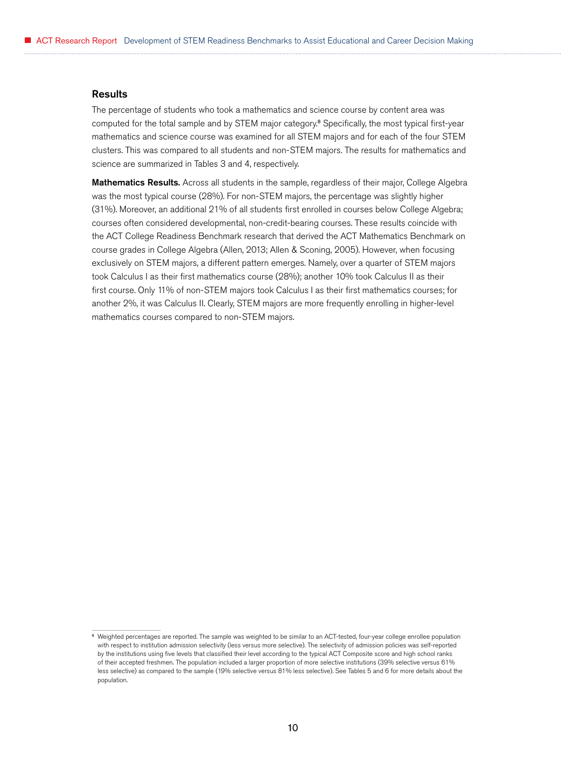## Results

The percentage of students who took a mathematics and science course by content area was computed for the total sample and by STEM major category.[8] Specifically, the most typical first-year mathematics and science course was examined for all STEM majors and for each of the four STEM clusters. This was compared to all students and non-STEM majors. The results for mathematics and science are summarized in Tables 3 and 4, respectively.

**Mathematics Results.** Across all students in the sample, regardless of their major, College Algebra was the most typical course (28%). For non-STEM majors, the percentage was slightly higher (31%). Moreover, an additional 21% of all students first enrolled in courses below College Algebra; courses often considered developmental, non-credit-bearing courses. These results coincide with the ACT College Readiness Benchmark research that derived the ACT Mathematics Benchmark on course grades in College Algebra (Allen, 2013; Allen & Sconing, 2005). However, when focusing exclusively on STEM majors, a different pattern emerges. Namely, over a quarter of STEM majors took Calculus I as their first mathematics course (28%); another 10% took Calculus II as their first course. Only 11% of non-STEM majors took Calculus I as their first mathematics courses; for another 2%, it was Calculus II. Clearly, STEM majors are more frequently enrolling in higher-level mathematics courses compared to non-STEM majors.

[8] Weighted percentages are reported. The sample was weighted to be similar to an ACT-tested, four-year college enrollee population with respect to institution admission selectivity (less versus more selective). The selectivity of admission policies was self-reported by the institutions using five levels that classified their level according to the typical ACT Composite score and high school ranks of their accepted freshmen. The population included a larger proportion of more selective institutions (39% selective versus 61% less selective) as compared to the sample (19% selective versus 81% less selective). See Tables 5 and 6 for more details about the population.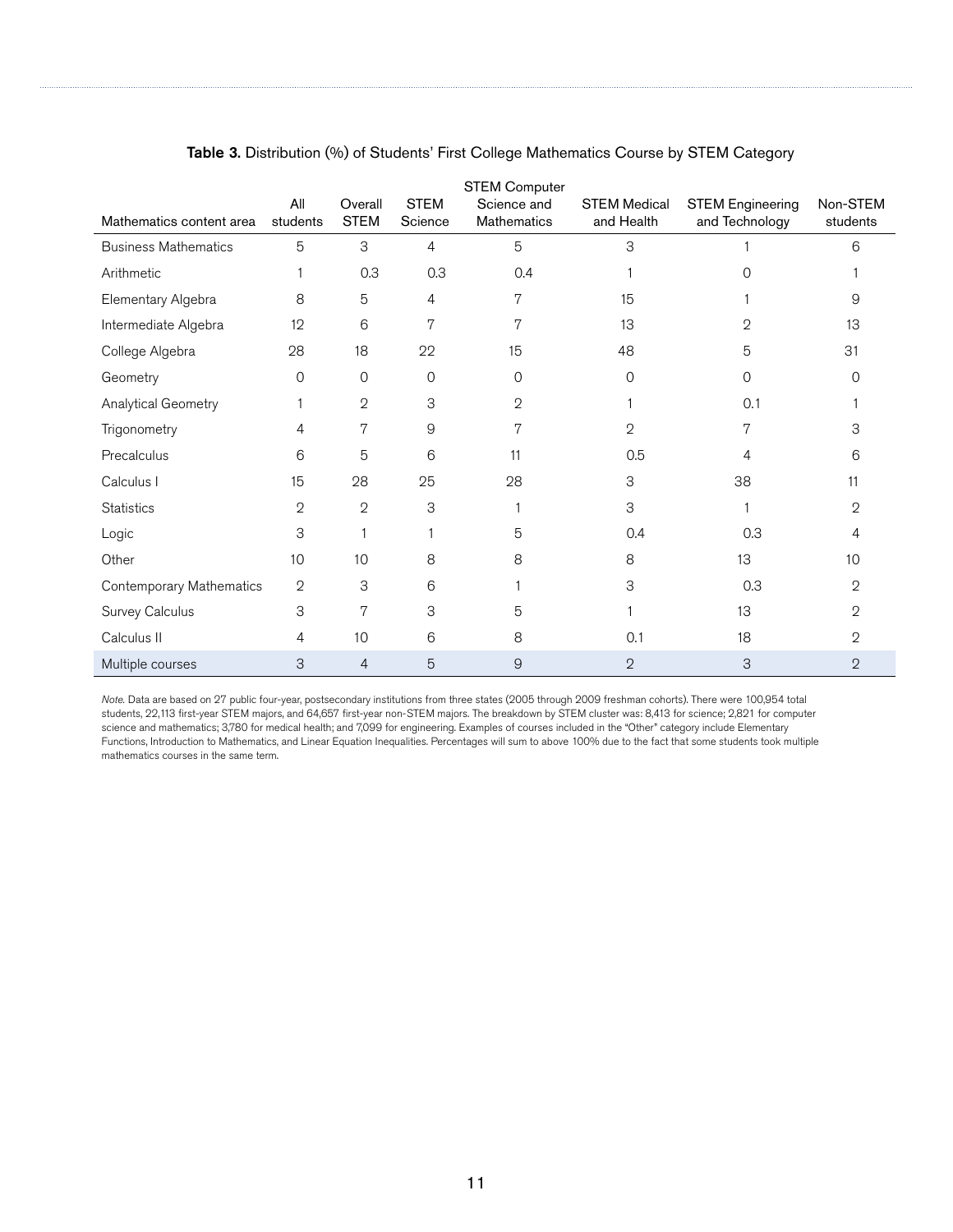**Table 3.** Distribution (%) of Students' First College Mathematics Course by STEM Category

| Mathematics content area | All students | Overall STEM | STEM Science | STEM Computer Science and Mathematics | STEM Medical and Health | STEM Engineering and Technology | Non-STEM students |
|---|---|---|---|---|---|---|---|
| Business Mathematics | 5 | 3 | 4 | 5 | 3 | 1 | 6 |
| Arithmetic | 1 | 0.3 | 0.3 | 0.4 | 1 | 0 | 1 |
| Elementary Algebra | 8 | 5 | 4 | 7 | 15 | 1 | 9 |
| Intermediate Algebra | 12 | 6 | 7 | 7 | 13 | 2 | 13 |
| College Algebra | 28 | 18 | 22 | 15 | 48 | 5 | 31 |
| Geometry | 0 | 0 | 0 | 0 | 0 | 0 | 0 |
| Analytical Geometry | 1 | 2 | 3 | 2 | 1 | 0.1 | 1 |
| Trigonometry | 4 | 7 | 9 | 7 | 2 | 7 | 3 |
| Precalculus | 6 | 5 | 6 | 11 | 0.5 | 4 | 6 |
| Calculus I | 15 | 28 | 25 | 28 | 3 | 38 | 11 |
| Statistics | 2 | 2 | 3 | 1 | 3 | 1 | 2 |
| Logic | 3 | 1 | 1 | 5 | 0.4 | 0.3 | 4 |
| Other | 10 | 10 | 8 | 8 | 8 | 13 | 10 |
| Contemporary Mathematics | 2 | 3 | 6 | 1 | 3 | 0.3 | 2 |
| Survey Calculus | 3 | 7 | 3 | 5 | 1 | 13 | 2 |
| Calculus II | 4 | 10 | 6 | 8 | 0.1 | 18 | 2 |
| Multiple courses | 3 | 4 | 5 | 9 | 2 | 3 | 2 |

*Note.* Data are based on 27 public four-year, postsecondary institutions from three states (2005 through 2009 freshman cohorts). There were 100,954 total students, 22,113 first-year STEM majors, and 64,657 first-year non-STEM majors. The breakdown by STEM cluster was: 8,413 for science; 2,821 for computer science and mathematics; 3,780 for medical health; and 7,099 for engineering. Examples of courses included in the "Other" category include Elementary Functions, Introduction to Mathematics, and Linear Equation Inequalities. Percentages will sum to above 100% due to the fact that some students took multiple mathematics courses in the same term.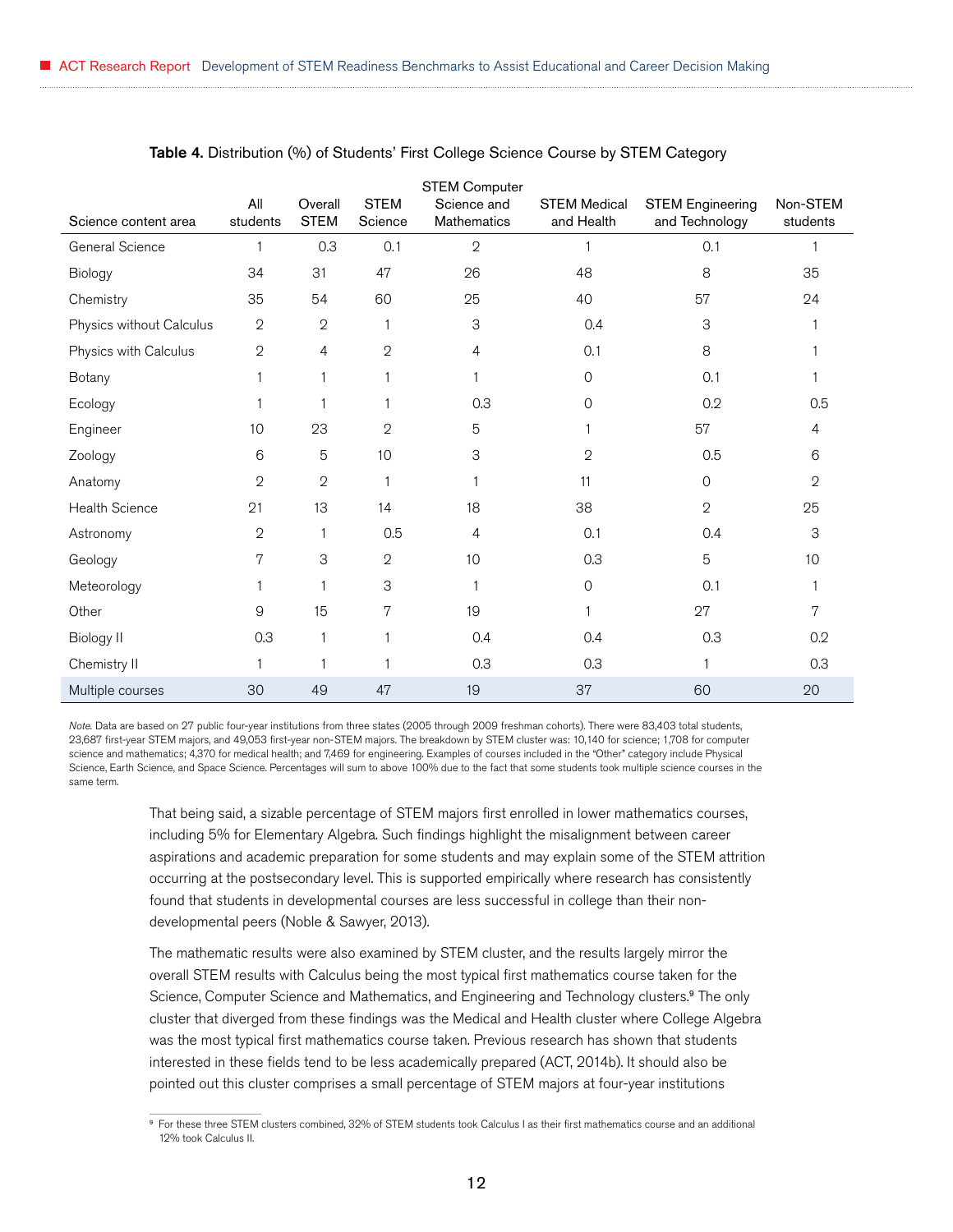**Table 4.** Distribution (%) of Students' First College Science Course by STEM Category

| Science content area | All students | Overall STEM | STEM Science | STEM Computer Science and Mathematics | STEM Medical and Health | STEM Engineering and Technology | Non-STEM students |
|---|---|---|---|---|---|---|---|
| General Science | 1 | 0.3 | 0.1 | 2 | 1 | 0.1 | 1 |
| Biology | 34 | 31 | 47 | 26 | 48 | 8 | 35 |
| Chemistry | 35 | 54 | 60 | 25 | 40 | 57 | 24 |
| Physics without Calculus | 2 | 2 | 1 | 3 | 0.4 | 3 | 1 |
| Physics with Calculus | 2 | 4 | 2 | 4 | 0.1 | 8 | 1 |
| Botany | 1 | 1 | 1 | 1 | 0 | 0.1 | 1 |
| Ecology | 1 | 1 | 1 | 0.3 | 0 | 0.2 | 0.5 |
| Engineer | 10 | 23 | 2 | 5 | 1 | 57 | 4 |
| Zoology | 6 | 5 | 10 | 3 | 2 | 0.5 | 6 |
| Anatomy | 2 | 2 | 1 | 1 | 11 | 0 | 2 |
| Health Science | 21 | 13 | 14 | 18 | 38 | 2 | 25 |
| Astronomy | 2 | 1 | 0.5 | 4 | 0.1 | 0.4 | 3 |
| Geology | 7 | 3 | 2 | 10 | 0.3 | 5 | 10 |
| Meteorology | 1 | 1 | 3 | 1 | 0 | 0.1 | 1 |
| Other | 9 | 15 | 7 | 19 | 1 | 27 | 7 |
| Biology II | 0.3 | 1 | 1 | 0.4 | 0.4 | 0.3 | 0.2 |
| Chemistry II | 1 | 1 | 1 | 0.3 | 0.3 | 1 | 0.3 |
| Multiple courses | 30 | 49 | 47 | 19 | 37 | 60 | 20 |

*Note.* Data are based on 27 public four-year institutions from three states (2005 through 2009 freshman cohorts). There were 83,403 total students, 23,687 first-year STEM majors, and 49,053 first-year non-STEM majors. The breakdown by STEM cluster was: 10,140 for science; 1,708 for computer science and mathematics; 4,370 for medical health; and 7,469 for engineering. Examples of courses included in the "Other" category include Physical Science, Earth Science, and Space Science. Percentages will sum to above 100% due to the fact that some students took multiple science courses in the same term.

That being said, a sizable percentage of STEM majors first enrolled in lower mathematics courses, including 5% for Elementary Algebra. Such findings highlight the misalignment between career aspirations and academic preparation for some students and may explain some of the STEM attrition occurring at the postsecondary level. This is supported empirically where research has consistently found that students in developmental courses are less successful in college than their non-developmental peers (Noble & Sawyer, 2013).

The mathematic results were also examined by STEM cluster, and the results largely mirror the overall STEM results with Calculus being the most typical first mathematics course taken for the Science, Computer Science and Mathematics, and Engineering and Technology clusters.[9] The only cluster that diverged from these findings was the Medical and Health cluster where College Algebra was the most typical first mathematics course taken. Previous research has shown that students interested in these fields tend to be less academically prepared (ACT, 2014b). It should also be pointed out this cluster comprises a small percentage of STEM majors at four-year institutions

[9] For these three STEM clusters combined, 32% of STEM students took Calculus I as their first mathematics course and an additional 12% took Calculus II.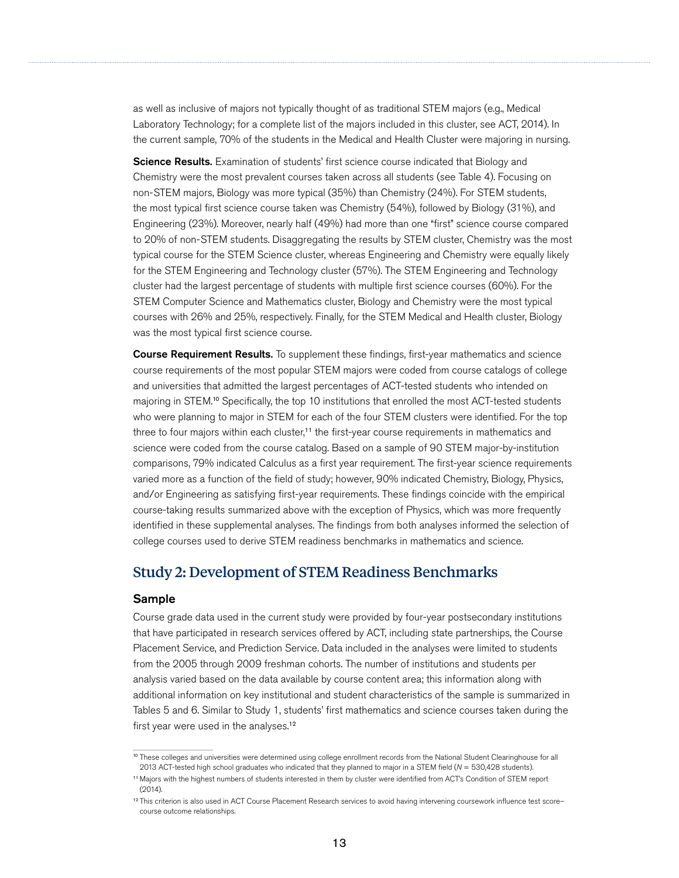as well as inclusive of majors not typically thought of as traditional STEM majors (e.g., Medical Laboratory Technology; for a complete list of the majors included in this cluster, see ACT, 2014). In the current sample, 70% of the students in the Medical and Health Cluster were majoring in nursing.

**Science Results.** Examination of students' first science course indicated that Biology and Chemistry were the most prevalent courses taken across all students (see Table 4). Focusing on non-STEM majors, Biology was more typical (35%) than Chemistry (24%). For STEM students, the most typical first science course taken was Chemistry (54%), followed by Biology (31%), and Engineering (23%). Moreover, nearly half (49%) had more than one "first" science course compared to 20% of non-STEM students. Disaggregating the results by STEM cluster, Chemistry was the most typical course for the STEM Science cluster, whereas Engineering and Chemistry were equally likely for the STEM Engineering and Technology cluster (57%). The STEM Engineering and Technology cluster had the largest percentage of students with multiple first science courses (60%). For the STEM Computer Science and Mathematics cluster, Biology and Chemistry were the most typical courses with 26% and 25%, respectively. Finally, for the STEM Medical and Health cluster, Biology was the most typical first science course.

**Course Requirement Results.** To supplement these findings, first-year mathematics and science course requirements of the most popular STEM majors were coded from course catalogs of college and universities that admitted the largest percentages of ACT-tested students who intended on majoring in STEM.[10] Specifically, the top 10 institutions that enrolled the most ACT-tested students who were planning to major in STEM for each of the four STEM clusters were identified. For the top three to four majors within each cluster,[11] the first-year course requirements in mathematics and science were coded from the course catalog. Based on a sample of 90 STEM major-by-institution comparisons, 79% indicated Calculus as a first year requirement. The first-year science requirements varied more as a function of the field of study; however, 90% indicated Chemistry, Biology, Physics, and/or Engineering as satisfying first-year requirements. These findings coincide with the empirical course-taking results summarized above with the exception of Physics, which was more frequently identified in these supplemental analyses. The findings from both analyses informed the selection of college courses used to derive STEM readiness benchmarks in mathematics and science.

## Study 2: Development of STEM Readiness Benchmarks

### Sample

Course grade data used in the current study were provided by four-year postsecondary institutions that have participated in research services offered by ACT, including state partnerships, the Course Placement Service, and Prediction Service. Data included in the analyses were limited to students from the 2005 through 2009 freshman cohorts. The number of institutions and students per analysis varied based on the data available by course content area; this information along with additional information on key institutional and student characteristics of the sample is summarized in Tables 5 and 6. Similar to Study 1, students' first mathematics and science courses taken during the first year were used in the analyses.[12]

---

[10] These colleges and universities were determined using college enrollment records from the National Student Clearinghouse for all 2013 ACT-tested high school graduates who indicated that they planned to major in a STEM field (*N* = 530,428 students).

[11] Majors with the highest numbers of students interested in them by cluster were identified from ACT's Condition of STEM report (2014).

[12] This criterion is also used in ACT Course Placement Research services to avoid having intervening coursework influence test score–course outcome relationships.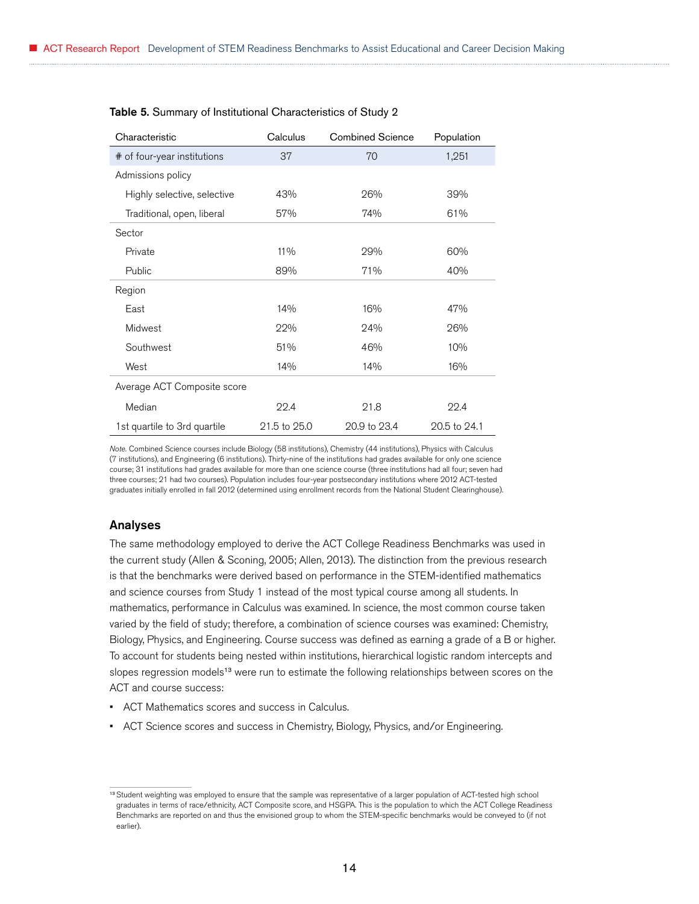**Table 5.** Summary of Institutional Characteristics of Study 2

| Characteristic | Calculus | Combined Science | Population |
|---|---|---|---|
| # of four-year institutions | 37 | 70 | 1,251 |
| Admissions policy | | | |
| Highly selective, selective | 43% | 26% | 39% |
| Traditional, open, liberal | 57% | 74% | 61% |
| Sector | | | |
| Private | 11% | 29% | 60% |
| Public | 89% | 71% | 40% |
| Region | | | |
| East | 14% | 16% | 47% |
| Midwest | 22% | 24% | 26% |
| Southwest | 51% | 46% | 10% |
| West | 14% | 14% | 16% |
| Average ACT Composite score | | | |
| Median | 22.4 | 21.8 | 22.4 |
| 1st quartile to 3rd quartile | 21.5 to 25.0 | 20.9 to 23.4 | 20.5 to 24.1 |

*Note.* Combined Science courses include Biology (58 institutions), Chemistry (44 institutions), Physics with Calculus (7 institutions), and Engineering (6 institutions). Thirty-nine of the institutions had grades available for only one science course; 31 institutions had grades available for more than one science course (three institutions had all four; seven had three courses; 21 had two courses). Population includes four-year postsecondary institutions where 2012 ACT-tested graduates initially enrolled in fall 2012 (determined using enrollment records from the National Student Clearinghouse).

## Analyses

The same methodology employed to derive the ACT College Readiness Benchmarks was used in the current study (Allen & Sconing, 2005; Allen, 2013). The distinction from the previous research is that the benchmarks were derived based on performance in the STEM-identified mathematics and science courses from Study 1 instead of the most typical course among all students. In mathematics, performance in Calculus was examined. In science, the most common course taken varied by the field of study; therefore, a combination of science courses was examined: Chemistry, Biology, Physics, and Engineering. Course success was defined as earning a grade of a B or higher. To account for students being nested within institutions, hierarchical logistic random intercepts and slopes regression models[13] were run to estimate the following relationships between scores on the ACT and course success:

- ACT Mathematics scores and success in Calculus.
- ACT Science scores and success in Chemistry, Biology, Physics, and/or Engineering.

[13] Student weighting was employed to ensure that the sample was representative of a larger population of ACT-tested high school graduates in terms of race/ethnicity, ACT Composite score, and HSGPA. This is the population to which the ACT College Readiness Benchmarks are reported on and thus the envisioned group to whom the STEM-specific benchmarks would be conveyed to (if not earlier).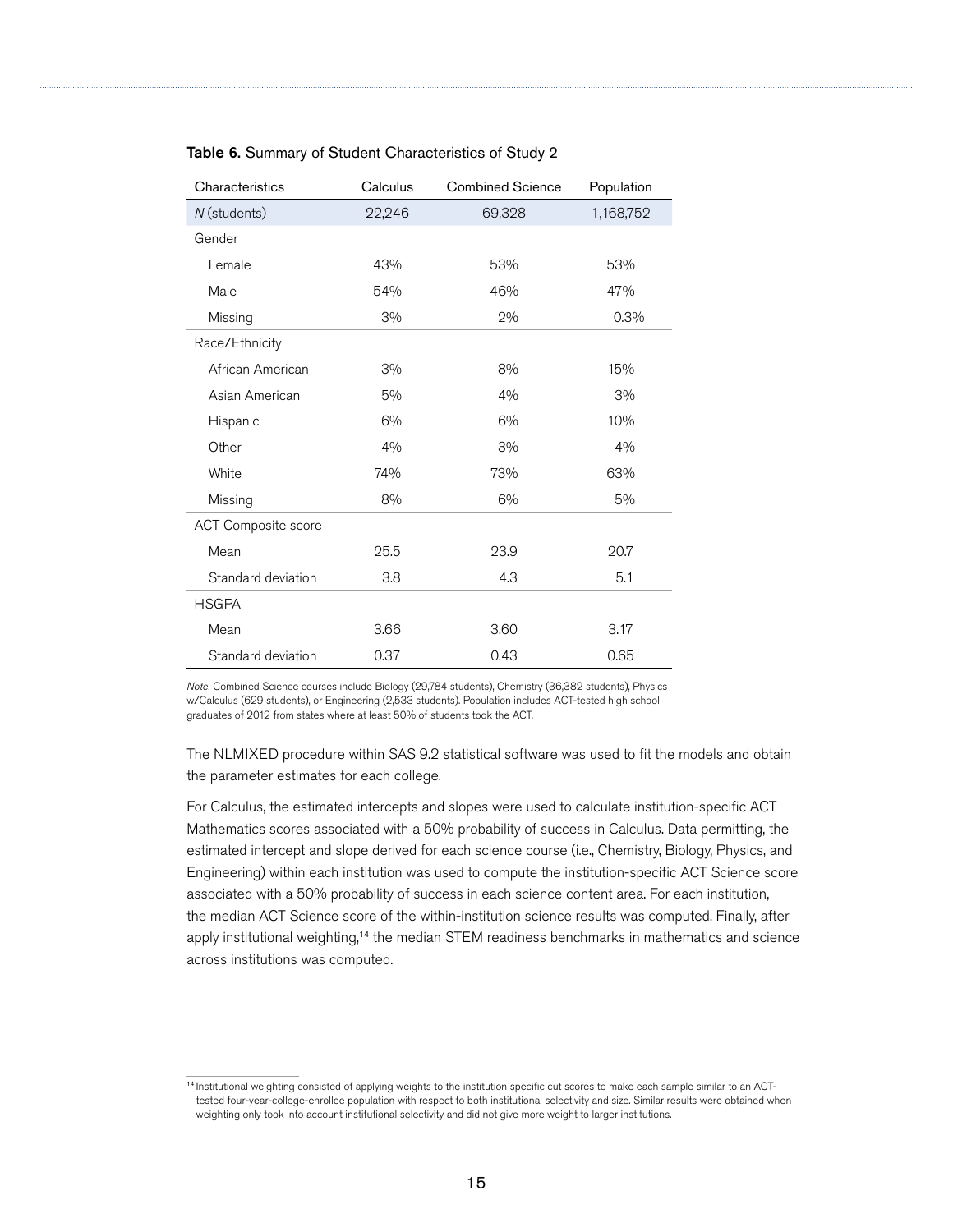**Table 6.** Summary of Student Characteristics of Study 2

| Characteristics | Calculus | Combined Science | Population |
|---|---|---|---|
| *N* (students) | 22,246 | 69,328 | 1,168,752 |
| Gender | | | |
| Female | 43% | 53% | 53% |
| Male | 54% | 46% | 47% |
| Missing | 3% | 2% | 0.3% |
| Race/Ethnicity | | | |
| African American | 3% | 8% | 15% |
| Asian American | 5% | 4% | 3% |
| Hispanic | 6% | 6% | 10% |
| Other | 4% | 3% | 4% |
| White | 74% | 73% | 63% |
| Missing | 8% | 6% | 5% |
| ACT Composite score | | | |
| Mean | 25.5 | 23.9 | 20.7 |
| Standard deviation | 3.8 | 4.3 | 5.1 |
| HSGPA | | | |
| Mean | 3.66 | 3.60 | 3.17 |
| Standard deviation | 0.37 | 0.43 | 0.65 |

*Note.* Combined Science courses include Biology (29,784 students), Chemistry (36,382 students), Physics w/Calculus (629 students), or Engineering (2,533 students). Population includes ACT-tested high school graduates of 2012 from states where at least 50% of students took the ACT.

The NLMIXED procedure within SAS 9.2 statistical software was used to fit the models and obtain the parameter estimates for each college.

For Calculus, the estimated intercepts and slopes were used to calculate institution-specific ACT Mathematics scores associated with a 50% probability of success in Calculus. Data permitting, the estimated intercept and slope derived for each science course (i.e., Chemistry, Biology, Physics, and Engineering) within each institution was used to compute the institution-specific ACT Science score associated with a 50% probability of success in each science content area. For each institution, the median ACT Science score of the within-institution science results was computed. Finally, after apply institutional weighting,[14] the median STEM readiness benchmarks in mathematics and science across institutions was computed.

[14] Institutional weighting consisted of applying weights to the institution specific cut scores to make each sample similar to an ACT-tested four-year-college-enrollee population with respect to both institutional selectivity and size. Similar results were obtained when weighting only took into account institutional selectivity and did not give more weight to larger institutions.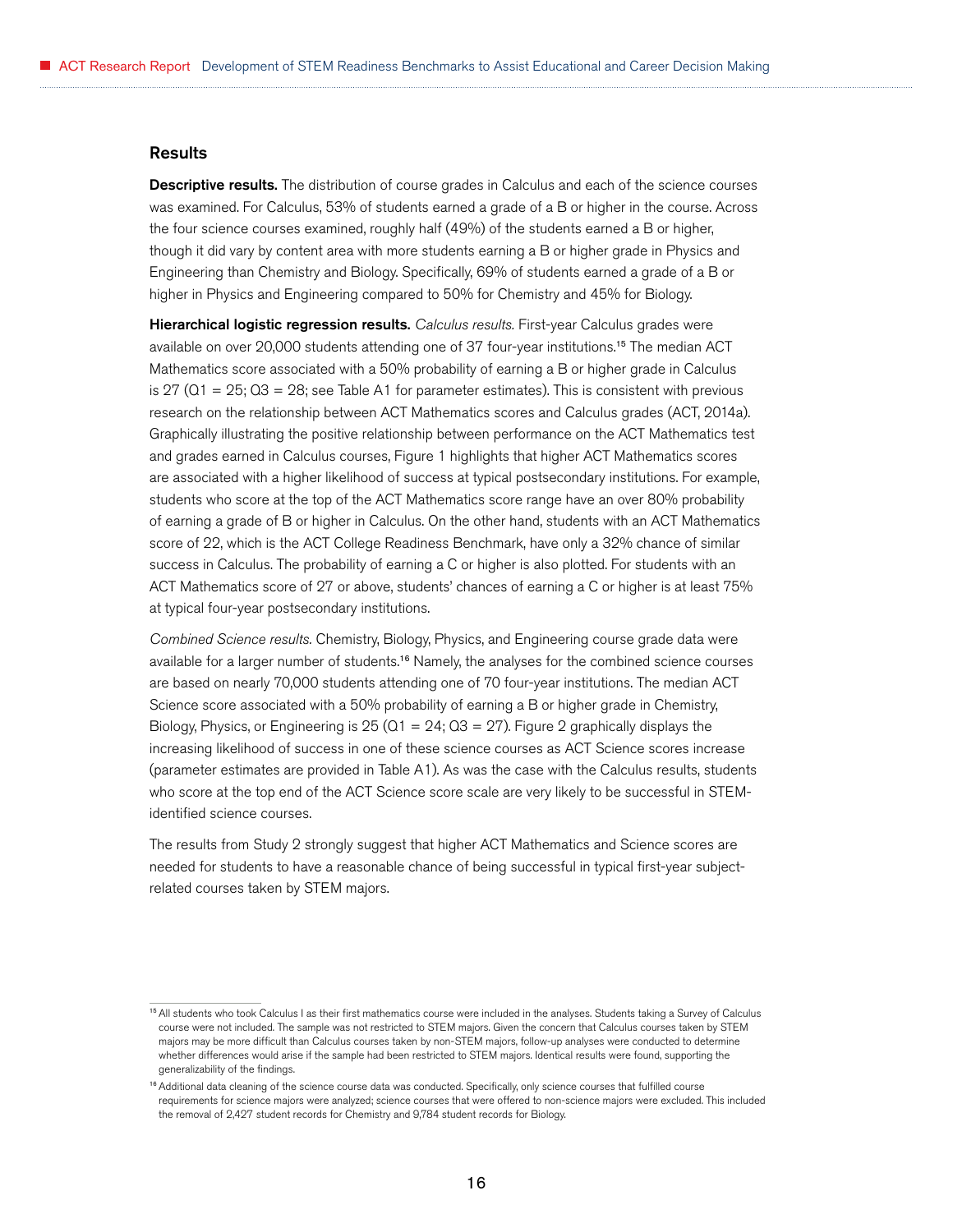## Results

**Descriptive results.** The distribution of course grades in Calculus and each of the science courses was examined. For Calculus, 53% of students earned a grade of a B or higher in the course. Across the four science courses examined, roughly half (49%) of the students earned a B or higher, though it did vary by content area with more students earning a B or higher grade in Physics and Engineering than Chemistry and Biology. Specifically, 69% of students earned a grade of a B or higher in Physics and Engineering compared to 50% for Chemistry and 45% for Biology.

**Hierarchical logistic regression results.** *Calculus results.* First-year Calculus grades were available on over 20,000 students attending one of 37 four-year institutions.[15] The median ACT Mathematics score associated with a 50% probability of earning a B or higher grade in Calculus is 27 (Q1 = 25; Q3 = 28; see Table A1 for parameter estimates). This is consistent with previous research on the relationship between ACT Mathematics scores and Calculus grades (ACT, 2014a). Graphically illustrating the positive relationship between performance on the ACT Mathematics test and grades earned in Calculus courses, Figure 1 highlights that higher ACT Mathematics scores are associated with a higher likelihood of success at typical postsecondary institutions. For example, students who score at the top of the ACT Mathematics score range have an over 80% probability of earning a grade of B or higher in Calculus. On the other hand, students with an ACT Mathematics score of 22, which is the ACT College Readiness Benchmark, have only a 32% chance of similar success in Calculus. The probability of earning a C or higher is also plotted. For students with an ACT Mathematics score of 27 or above, students' chances of earning a C or higher is at least 75% at typical four-year postsecondary institutions.

*Combined Science results.* Chemistry, Biology, Physics, and Engineering course grade data were available for a larger number of students.[16] Namely, the analyses for the combined science courses are based on nearly 70,000 students attending one of 70 four-year institutions. The median ACT Science score associated with a 50% probability of earning a B or higher grade in Chemistry, Biology, Physics, or Engineering is 25 (Q1 = 24; Q3 = 27). Figure 2 graphically displays the increasing likelihood of success in one of these science courses as ACT Science scores increase (parameter estimates are provided in Table A1). As was the case with the Calculus results, students who score at the top end of the ACT Science score scale are very likely to be successful in STEM-identified science courses.

The results from Study 2 strongly suggest that higher ACT Mathematics and Science scores are needed for students to have a reasonable chance of being successful in typical first-year subject-related courses taken by STEM majors.

---

[15] All students who took Calculus I as their first mathematics course were included in the analyses. Students taking a Survey of Calculus course were not included. The sample was not restricted to STEM majors. Given the concern that Calculus courses taken by STEM majors may be more difficult than Calculus courses taken by non-STEM majors, follow-up analyses were conducted to determine whether differences would arise if the sample had been restricted to STEM majors. Identical results were found, supporting the generalizability of the findings.

[16] Additional data cleaning of the science course data was conducted. Specifically, only science courses that fulfilled course requirements for science majors were analyzed; science courses that were offered to non-science majors were excluded. This included the removal of 2,427 student records for Chemistry and 9,784 student records for Biology.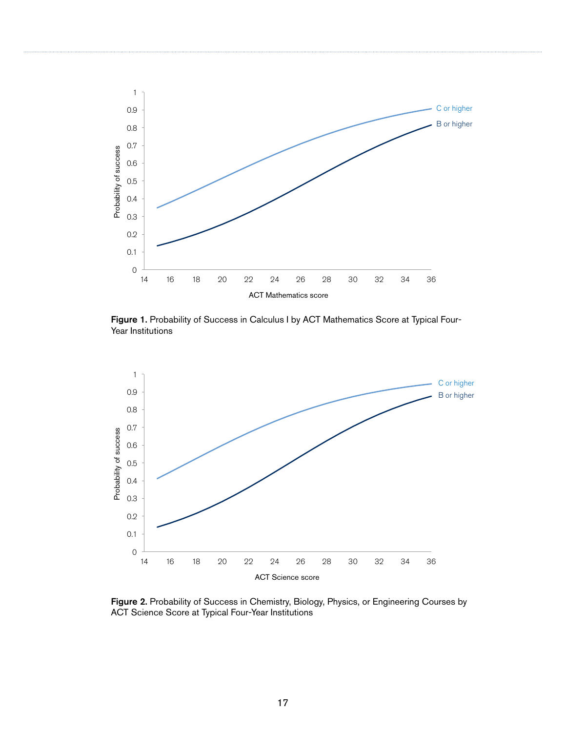**Figure 1.** Probability of Success in Calculus I by ACT Mathematics Score at Typical Four-Year Institutions

**Figure 2.** Probability of Success in Chemistry, Biology, Physics, or Engineering Courses by ACT Science Score at Typical Four-Year Institutions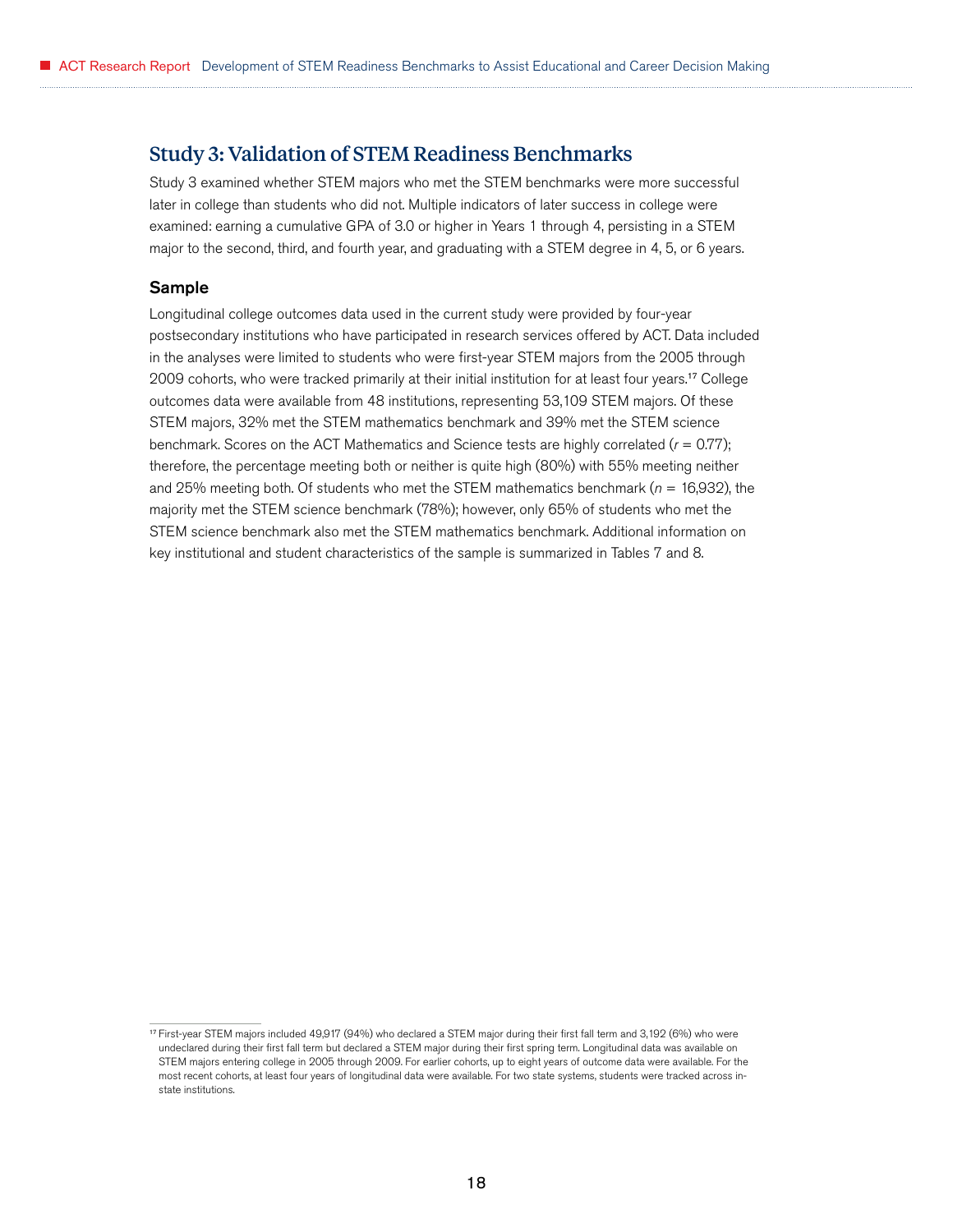## Study 3: Validation of STEM Readiness Benchmarks

Study 3 examined whether STEM majors who met the STEM benchmarks were more successful later in college than students who did not. Multiple indicators of later success in college were examined: earning a cumulative GPA of 3.0 or higher in Years 1 through 4, persisting in a STEM major to the second, third, and fourth year, and graduating with a STEM degree in 4, 5, or 6 years.

### Sample

Longitudinal college outcomes data used in the current study were provided by four-year postsecondary institutions who have participated in research services offered by ACT. Data included in the analyses were limited to students who were first-year STEM majors from the 2005 through 2009 cohorts, who were tracked primarily at their initial institution for at least four years.[17] College outcomes data were available from 48 institutions, representing 53,109 STEM majors. Of these STEM majors, 32% met the STEM mathematics benchmark and 39% met the STEM science benchmark. Scores on the ACT Mathematics and Science tests are highly correlated ($r$ = 0.77); therefore, the percentage meeting both or neither is quite high (80%) with 55% meeting neither and 25% meeting both. Of students who met the STEM mathematics benchmark ($n$ = 16,932), the majority met the STEM science benchmark (78%); however, only 65% of students who met the STEM science benchmark also met the STEM mathematics benchmark. Additional information on key institutional and student characteristics of the sample is summarized in Tables 7 and 8.

---

[17] First-year STEM majors included 49,917 (94%) who declared a STEM major during their first fall term and 3,192 (6%) who were undeclared during their first fall term but declared a STEM major during their first spring term. Longitudinal data was available on STEM majors entering college in 2005 through 2009. For earlier cohorts, up to eight years of outcome data were available. For the most recent cohorts, at least four years of longitudinal data were available. For two state systems, students were tracked across in-state institutions.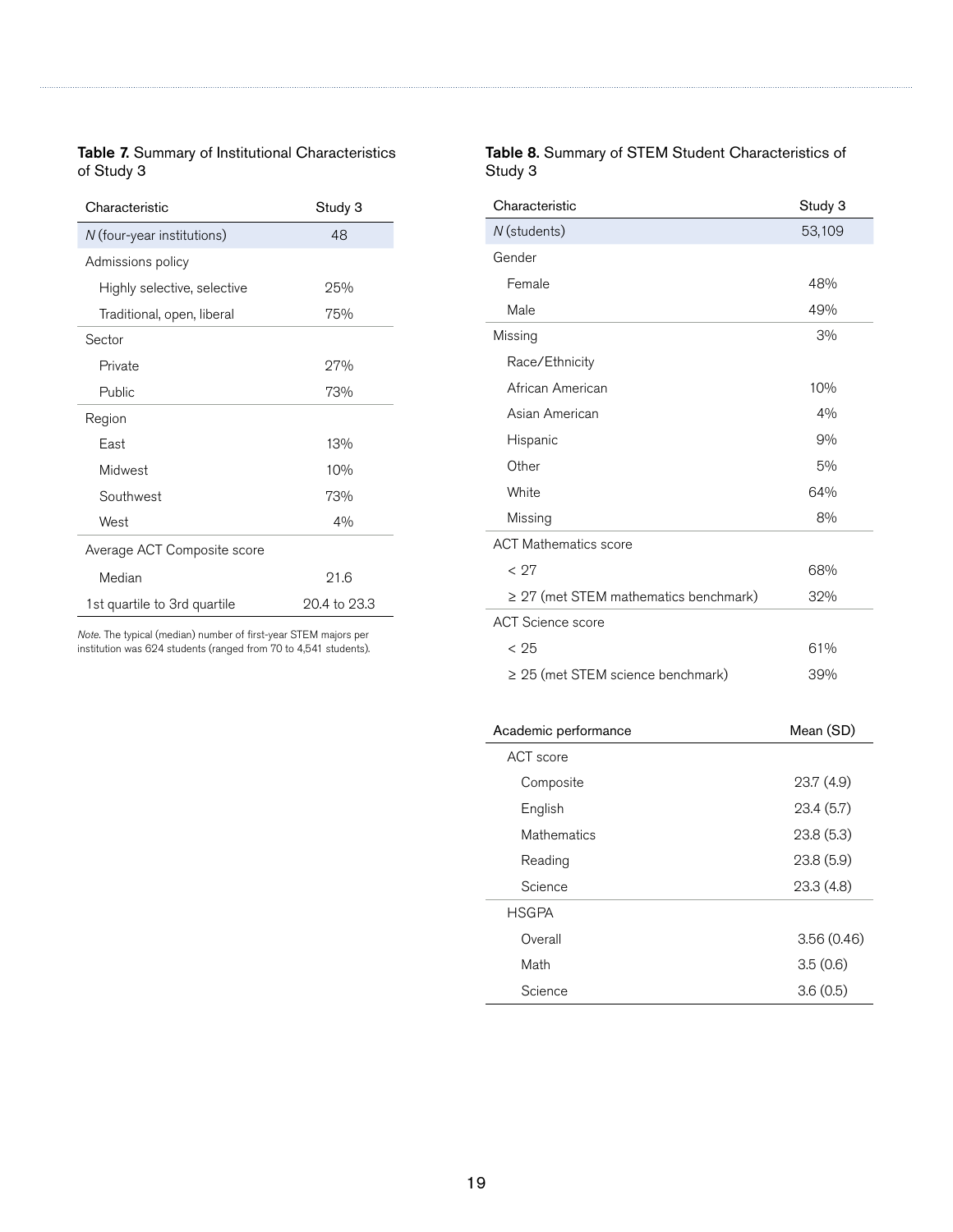**Table 7.** Summary of Institutional Characteristics of Study 3

| Characteristic | Study 3 |
|---|---|
| *N* (four-year institutions) | 48 |
| Admissions policy | |
| Highly selective, selective | 25% |
| Traditional, open, liberal | 75% |
| Sector | |
| Private | 27% |
| Public | 73% |
| Region | |
| East | 13% |
| Midwest | 10% |
| Southwest | 73% |
| West | 4% |
| Average ACT Composite score | |
| Median | 21.6 |
| 1st quartile to 3rd quartile | 20.4 to 23.3 |

*Note.* The typical (median) number of first-year STEM majors per institution was 624 students (ranged from 70 to 4,541 students).

**Table 8.** Summary of STEM Student Characteristics of Study 3

| Characteristic | Study 3 |
|---|---|
| *N* (students) | 53,109 |
| Gender | |
| Female | 48% |
| Male | 49% |
| Missing | 3% |
| Race/Ethnicity | |
| African American | 10% |
| Asian American | 4% |
| Hispanic | 9% |
| Other | 5% |
| White | 64% |
| Missing | 8% |
| ACT Mathematics score | |
| < 27 | 68% |
| ≥ 27 (met STEM mathematics benchmark) | 32% |
| ACT Science score | |
| < 25 | 61% |
| ≥ 25 (met STEM science benchmark) | 39% |

| Academic performance | Mean (SD) |
|---|---|
| ACT score | |
| Composite | 23.7 (4.9) |
| English | 23.4 (5.7) |
| Mathematics | 23.8 (5.3) |
| Reading | 23.8 (5.9) |
| Science | 23.3 (4.8) |
| HSGPA | |
| Overall | 3.56 (0.46) |
| Math | 3.5 (0.6) |
| Science | 3.6 (0.5) |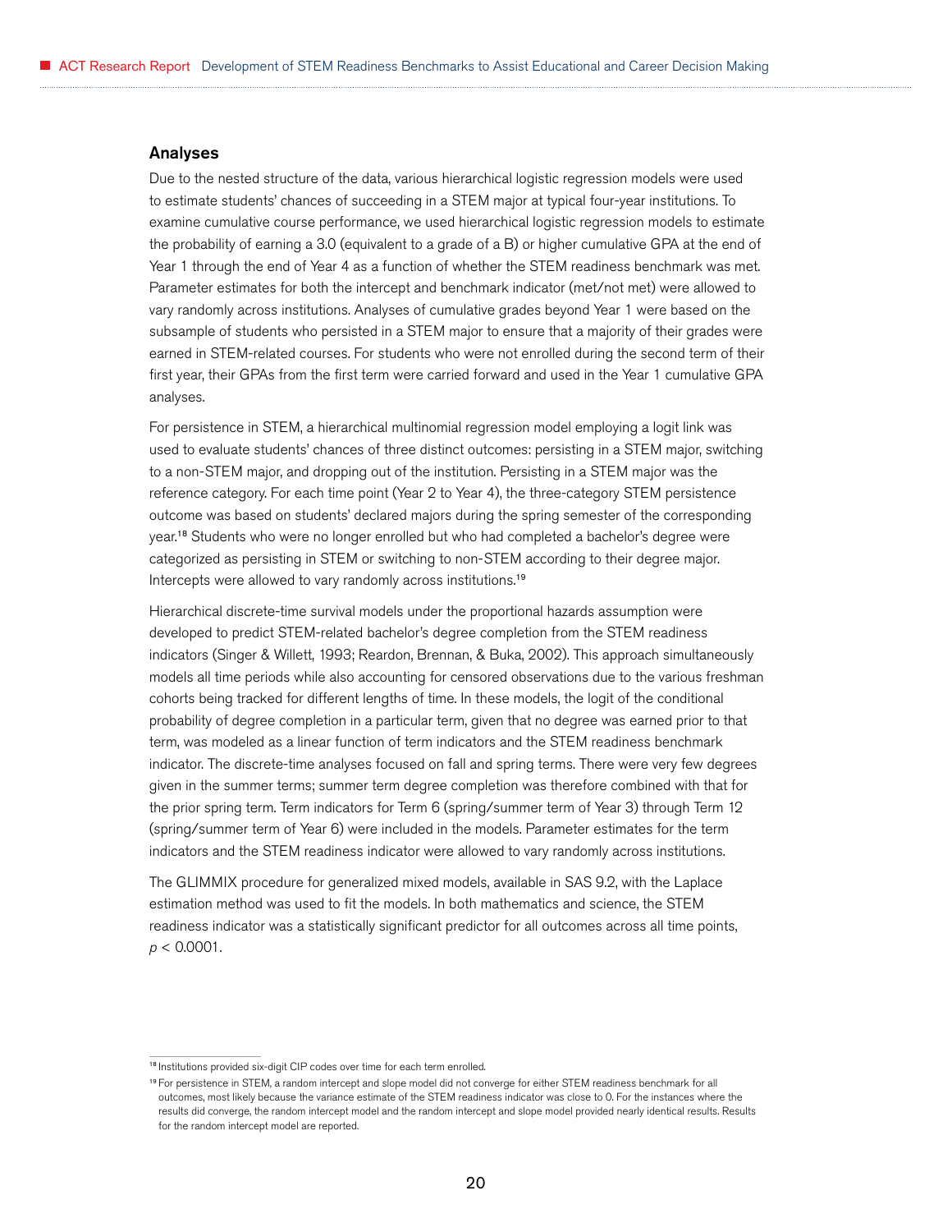## Analyses

Due to the nested structure of the data, various hierarchical logistic regression models were used to estimate students' chances of succeeding in a STEM major at typical four-year institutions. To examine cumulative course performance, we used hierarchical logistic regression models to estimate the probability of earning a 3.0 (equivalent to a grade of a B) or higher cumulative GPA at the end of Year 1 through the end of Year 4 as a function of whether the STEM readiness benchmark was met. Parameter estimates for both the intercept and benchmark indicator (met/not met) were allowed to vary randomly across institutions. Analyses of cumulative grades beyond Year 1 were based on the subsample of students who persisted in a STEM major to ensure that a majority of their grades were earned in STEM-related courses. For students who were not enrolled during the second term of their first year, their GPAs from the first term were carried forward and used in the Year 1 cumulative GPA analyses.

For persistence in STEM, a hierarchical multinomial regression model employing a logit link was used to evaluate students' chances of three distinct outcomes: persisting in a STEM major, switching to a non-STEM major, and dropping out of the institution. Persisting in a STEM major was the reference category. For each time point (Year 2 to Year 4), the three-category STEM persistence outcome was based on students' declared majors during the spring semester of the corresponding year.[18] Students who were no longer enrolled but who had completed a bachelor's degree were categorized as persisting in STEM or switching to non-STEM according to their degree major. Intercepts were allowed to vary randomly across institutions.[19]

Hierarchical discrete-time survival models under the proportional hazards assumption were developed to predict STEM-related bachelor's degree completion from the STEM readiness indicators (Singer & Willett, 1993; Reardon, Brennan, & Buka, 2002). This approach simultaneously models all time periods while also accounting for censored observations due to the various freshman cohorts being tracked for different lengths of time. In these models, the logit of the conditional probability of degree completion in a particular term, given that no degree was earned prior to that term, was modeled as a linear function of term indicators and the STEM readiness benchmark indicator. The discrete-time analyses focused on fall and spring terms. There were very few degrees given in the summer terms; summer term degree completion was therefore combined with that for the prior spring term. Term indicators for Term 6 (spring/summer term of Year 3) through Term 12 (spring/summer term of Year 6) were included in the models. Parameter estimates for the term indicators and the STEM readiness indicator were allowed to vary randomly across institutions.

The GLIMMIX procedure for generalized mixed models, available in SAS 9.2, with the Laplace estimation method was used to fit the models. In both mathematics and science, the STEM readiness indicator was a statistically significant predictor for all outcomes across all time points, $p < 0.0001$.

---

[18] Institutions provided six-digit CIP codes over time for each term enrolled.

[19] For persistence in STEM, a random intercept and slope model did not converge for either STEM readiness benchmark for all outcomes, most likely because the variance estimate of the STEM readiness indicator was close to 0. For the instances where the results did converge, the random intercept model and the random intercept and slope model provided nearly identical results. Results for the random intercept model are reported.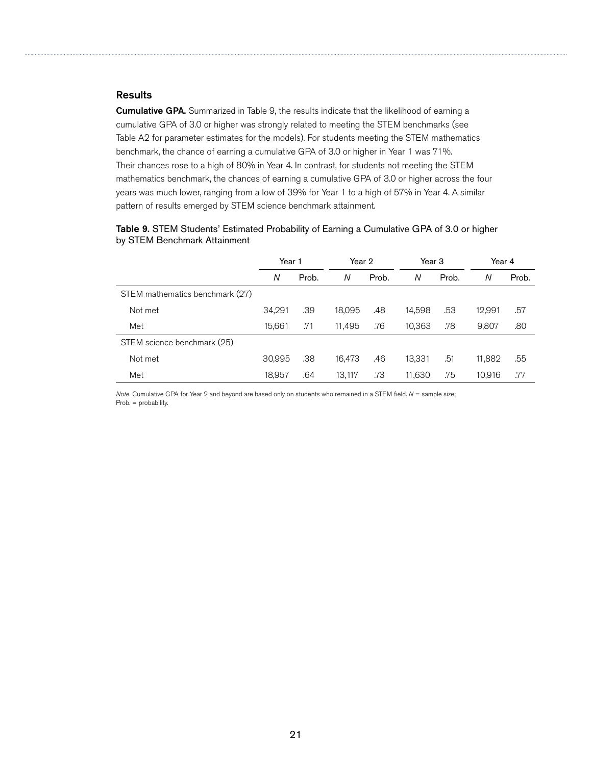## Results

**Cumulative GPA.** Summarized in Table 9, the results indicate that the likelihood of earning a cumulative GPA of 3.0 or higher was strongly related to meeting the STEM benchmarks (see Table A2 for parameter estimates for the models). For students meeting the STEM mathematics benchmark, the chance of earning a cumulative GPA of 3.0 or higher in Year 1 was 71%. Their chances rose to a high of 80% in Year 4. In contrast, for students not meeting the STEM mathematics benchmark, the chances of earning a cumulative GPA of 3.0 or higher across the four years was much lower, ranging from a low of 39% for Year 1 to a high of 57% in Year 4. A similar pattern of results emerged by STEM science benchmark attainment.

**Table 9.** STEM Students' Estimated Probability of Earning a Cumulative GPA of 3.0 or higher by STEM Benchmark Attainment

| | Year 1 | | Year 2 | | Year 3 | | Year 4 | |
|---|---|---|---|---|---|---|---|---|
| | *N* | Prob. | *N* | Prob. | *N* | Prob. | *N* | Prob. |
| STEM mathematics benchmark (27) | | | | | | | | |
| Not met | 34,291 | .39 | 18,095 | .48 | 14,598 | .53 | 12,991 | .57 |
| Met | 15,661 | .71 | 11,495 | .76 | 10,363 | .78 | 9,807 | .80 |
| STEM science benchmark (25) | | | | | | | | |
| Not met | 30,995 | .38 | 16,473 | .46 | 13,331 | .51 | 11,882 | .55 |
| Met | 18,957 | .64 | 13,117 | .73 | 11,630 | .75 | 10,916 | .77 |

*Note.* Cumulative GPA for Year 2 and beyond are based only on students who remained in a STEM field. *N* = sample size; Prob. = probability.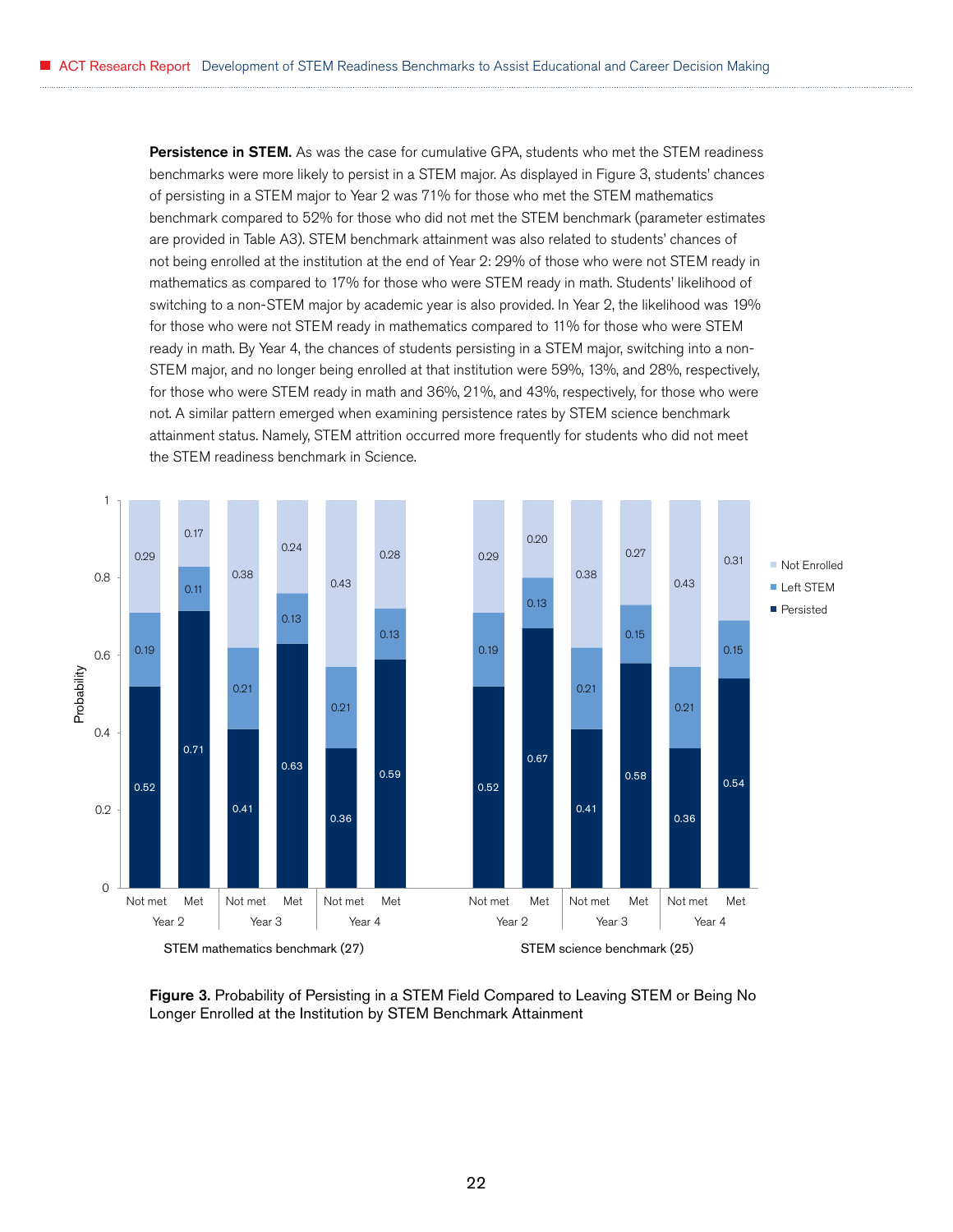**Persistence in STEM.** As was the case for cumulative GPA, students who met the STEM readiness benchmarks were more likely to persist in a STEM major. As displayed in Figure 3, students' chances of persisting in a STEM major to Year 2 was 71% for those who met the STEM mathematics benchmark compared to 52% for those who did not met the STEM benchmark (parameter estimates are provided in Table A3). STEM benchmark attainment was also related to students' chances of not being enrolled at the institution at the end of Year 2: 29% of those who were not STEM ready in mathematics as compared to 17% for those who were STEM ready in math. Students' likelihood of switching to a non-STEM major by academic year is also provided. In Year 2, the likelihood was 19% for those who were not STEM ready in mathematics compared to 11% for those who were STEM ready in math. By Year 4, the chances of students persisting in a STEM major, switching into a non-STEM major, and no longer being enrolled at that institution were 59%, 13%, and 28%, respectively, for those who were STEM ready in math and 36%, 21%, and 43%, respectively, for those who were not. A similar pattern emerged when examining persistence rates by STEM science benchmark attainment status. Namely, STEM attrition occurred more frequently for students who did not meet the STEM readiness benchmark in Science.

| Benchmark | Year | Status | Persisted | Left STEM | Not Enrolled |
|---|---|---|---|---|---|
| STEM mathematics benchmark (27) | Year 2 | Not met | 0.52 | 0.19 | 0.29 |
| | | Met | 0.71 | 0.11 | 0.17 |
| | Year 3 | Not met | 0.41 | 0.21 | 0.38 |
| | | Met | 0.63 | 0.13 | 0.24 |
| | Year 4 | Not met | 0.36 | 0.21 | 0.43 |
| | | Met | 0.59 | 0.13 | 0.28 |
| STEM science benchmark (25) | Year 2 | Not met | 0.52 | 0.19 | 0.29 |
| | | Met | 0.67 | 0.13 | 0.20 |
| | Year 3 | Not met | 0.41 | 0.21 | 0.38 |
| | | Met | 0.58 | 0.15 | 0.27 |
| | Year 4 | Not met | 0.36 | 0.21 | 0.43 |
| | | Met | 0.54 | 0.15 | 0.31 |

**Figure 3.** Probability of Persisting in a STEM Field Compared to Leaving STEM or Being No Longer Enrolled at the Institution by STEM Benchmark Attainment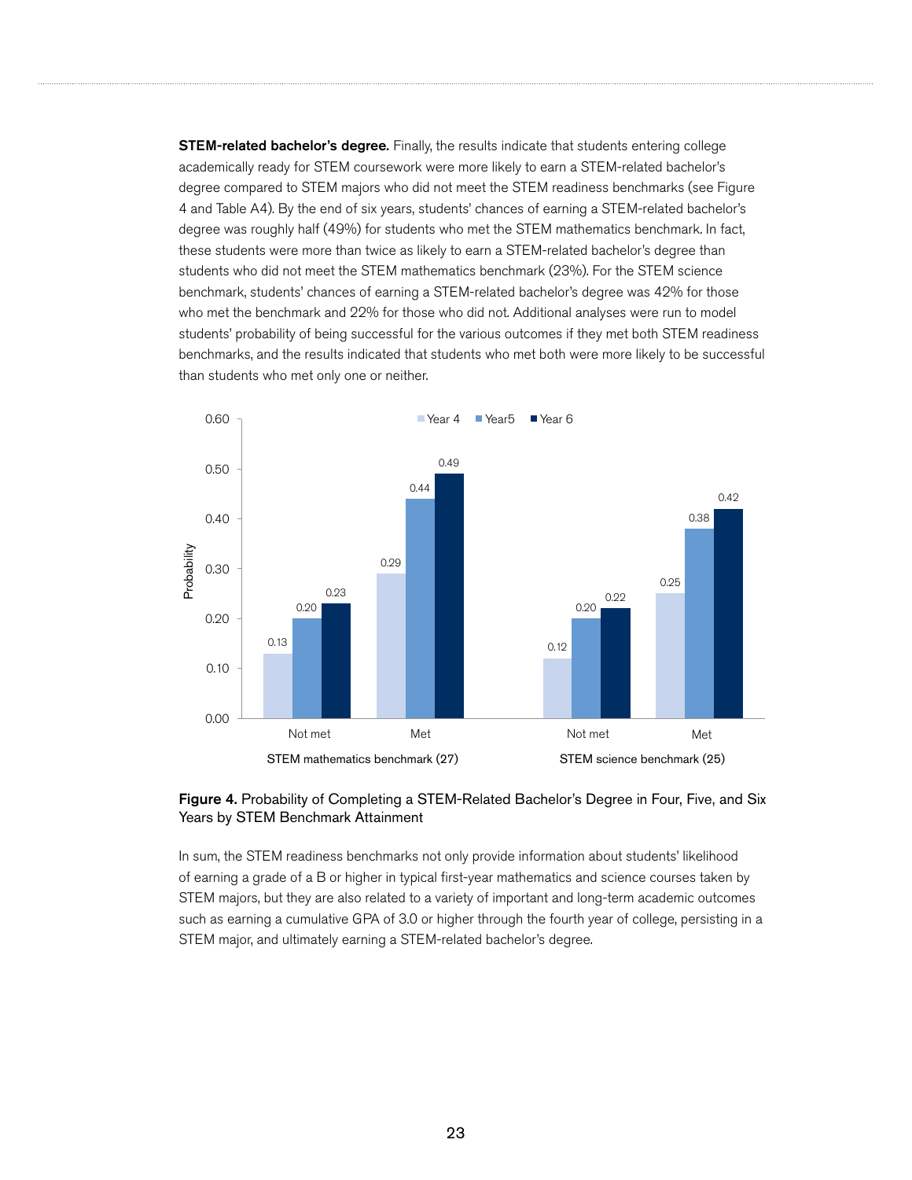**STEM-related bachelor's degree.** Finally, the results indicate that students entering college academically ready for STEM coursework were more likely to earn a STEM-related bachelor's degree compared to STEM majors who did not meet the STEM readiness benchmarks (see Figure 4 and Table A4). By the end of six years, students' chances of earning a STEM-related bachelor's degree was roughly half (49%) for students who met the STEM mathematics benchmark. In fact, these students were more than twice as likely to earn a STEM-related bachelor's degree than students who did not meet the STEM mathematics benchmark (23%). For the STEM science benchmark, students' chances of earning a STEM-related bachelor's degree was 42% for those who met the benchmark and 22% for those who did not. Additional analyses were run to model students' probability of being successful for the various outcomes if they met both STEM readiness benchmarks, and the results indicated that students who met both were more likely to be successful than students who met only one or neither.

**Figure 4.** Probability of Completing a STEM-Related Bachelor's Degree in Four, Five, and Six Years by STEM Benchmark Attainment

In sum, the STEM readiness benchmarks not only provide information about students' likelihood of earning a grade of a B or higher in typical first-year mathematics and science courses taken by STEM majors, but they are also related to a variety of important and long-term academic outcomes such as earning a cumulative GPA of 3.0 or higher through the fourth year of college, persisting in a STEM major, and ultimately earning a STEM-related bachelor's degree.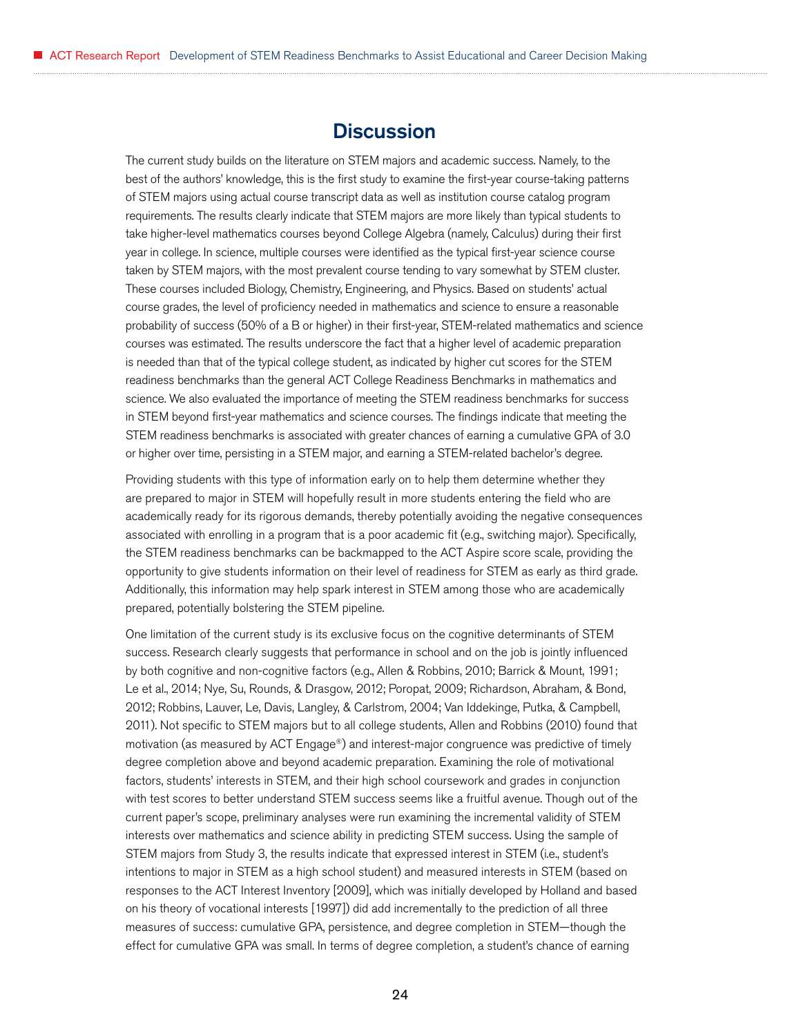## Discussion

The current study builds on the literature on STEM majors and academic success. Namely, to the best of the authors' knowledge, this is the first study to examine the first-year course-taking patterns of STEM majors using actual course transcript data as well as institution course catalog program requirements. The results clearly indicate that STEM majors are more likely than typical students to take higher-level mathematics courses beyond College Algebra (namely, Calculus) during their first year in college. In science, multiple courses were identified as the typical first-year science course taken by STEM majors, with the most prevalent course tending to vary somewhat by STEM cluster. These courses included Biology, Chemistry, Engineering, and Physics. Based on students' actual course grades, the level of proficiency needed in mathematics and science to ensure a reasonable probability of success (50% of a B or higher) in their first-year, STEM-related mathematics and science courses was estimated. The results underscore the fact that a higher level of academic preparation is needed than that of the typical college student, as indicated by higher cut scores for the STEM readiness benchmarks than the general ACT College Readiness Benchmarks in mathematics and science. We also evaluated the importance of meeting the STEM readiness benchmarks for success in STEM beyond first-year mathematics and science courses. The findings indicate that meeting the STEM readiness benchmarks is associated with greater chances of earning a cumulative GPA of 3.0 or higher over time, persisting in a STEM major, and earning a STEM-related bachelor's degree.

Providing students with this type of information early on to help them determine whether they are prepared to major in STEM will hopefully result in more students entering the field who are academically ready for its rigorous demands, thereby potentially avoiding the negative consequences associated with enrolling in a program that is a poor academic fit (e.g., switching major). Specifically, the STEM readiness benchmarks can be backmapped to the ACT Aspire score scale, providing the opportunity to give students information on their level of readiness for STEM as early as third grade. Additionally, this information may help spark interest in STEM among those who are academically prepared, potentially bolstering the STEM pipeline.

One limitation of the current study is its exclusive focus on the cognitive determinants of STEM success. Research clearly suggests that performance in school and on the job is jointly influenced by both cognitive and non-cognitive factors (e.g., Allen & Robbins, 2010; Barrick & Mount, 1991; Le et al., 2014; Nye, Su, Rounds, & Drasgow, 2012; Poropat, 2009; Richardson, Abraham, & Bond, 2012; Robbins, Lauver, Le, Davis, Langley, & Carlstrom, 2004; Van Iddekinge, Putka, & Campbell, 2011). Not specific to STEM majors but to all college students, Allen and Robbins (2010) found that motivation (as measured by ACT Engage®) and interest-major congruence was predictive of timely degree completion above and beyond academic preparation. Examining the role of motivational factors, students' interests in STEM, and their high school coursework and grades in conjunction with test scores to better understand STEM success seems like a fruitful avenue. Though out of the current paper's scope, preliminary analyses were run examining the incremental validity of STEM interests over mathematics and science ability in predicting STEM success. Using the sample of STEM majors from Study 3, the results indicate that expressed interest in STEM (i.e., student's intentions to major in STEM as a high school student) and measured interests in STEM (based on responses to the ACT Interest Inventory [2009], which was initially developed by Holland and based on his theory of vocational interests [1997]) did add incrementally to the prediction of all three measures of success: cumulative GPA, persistence, and degree completion in STEM—though the effect for cumulative GPA was small. In terms of degree completion, a student's chance of earning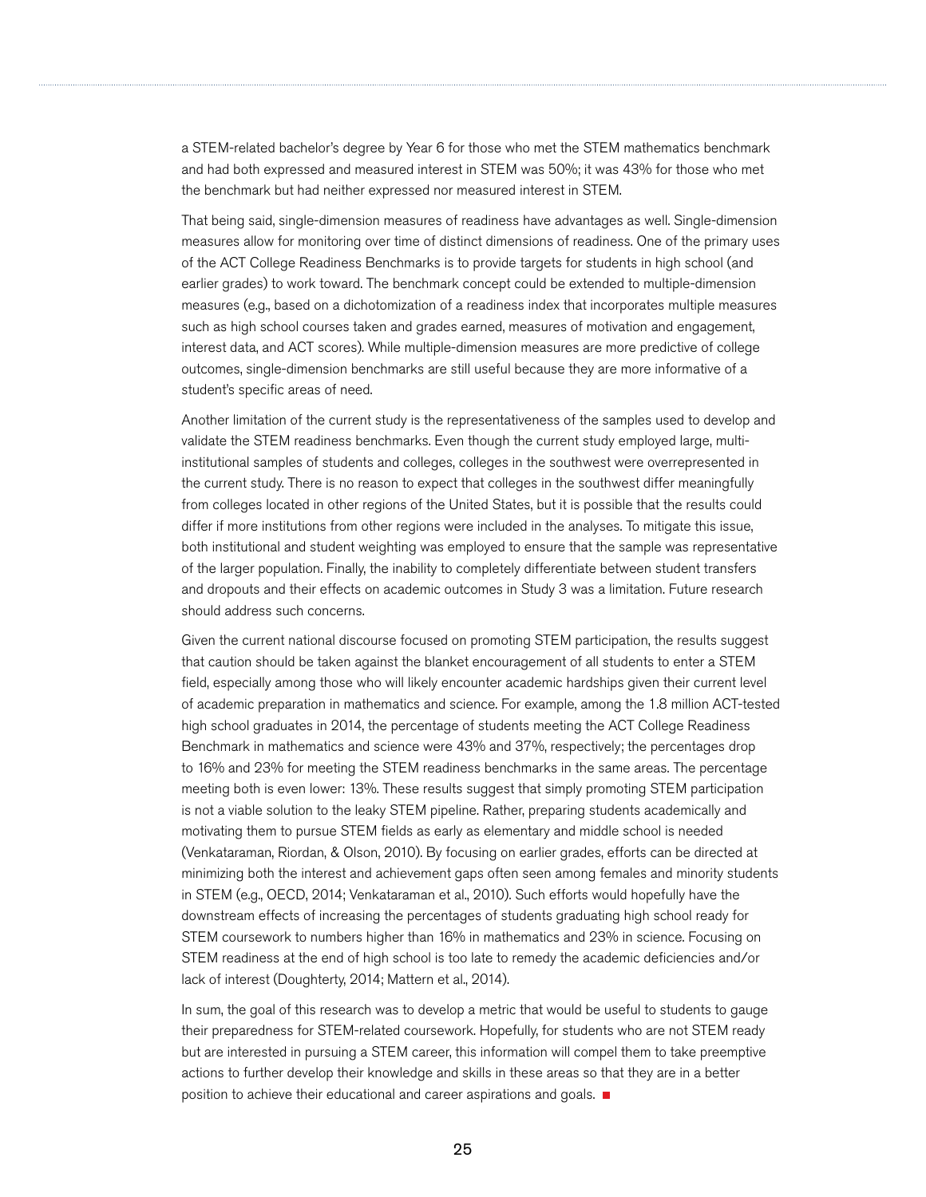a STEM-related bachelor's degree by Year 6 for those who met the STEM mathematics benchmark and had both expressed and measured interest in STEM was 50%; it was 43% for those who met the benchmark but had neither expressed nor measured interest in STEM.

That being said, single-dimension measures of readiness have advantages as well. Single-dimension measures allow for monitoring over time of distinct dimensions of readiness. One of the primary uses of the ACT College Readiness Benchmarks is to provide targets for students in high school (and earlier grades) to work toward. The benchmark concept could be extended to multiple-dimension measures (e.g., based on a dichotomization of a readiness index that incorporates multiple measures such as high school courses taken and grades earned, measures of motivation and engagement, interest data, and ACT scores). While multiple-dimension measures are more predictive of college outcomes, single-dimension benchmarks are still useful because they are more informative of a student's specific areas of need.

Another limitation of the current study is the representativeness of the samples used to develop and validate the STEM readiness benchmarks. Even though the current study employed large, multi-institutional samples of students and colleges, colleges in the southwest were overrepresented in the current study. There is no reason to expect that colleges in the southwest differ meaningfully from colleges located in other regions of the United States, but it is possible that the results could differ if more institutions from other regions were included in the analyses. To mitigate this issue, both institutional and student weighting was employed to ensure that the sample was representative of the larger population. Finally, the inability to completely differentiate between student transfers and dropouts and their effects on academic outcomes in Study 3 was a limitation. Future research should address such concerns.

Given the current national discourse focused on promoting STEM participation, the results suggest that caution should be taken against the blanket encouragement of all students to enter a STEM field, especially among those who will likely encounter academic hardships given their current level of academic preparation in mathematics and science. For example, among the 1.8 million ACT-tested high school graduates in 2014, the percentage of students meeting the ACT College Readiness Benchmark in mathematics and science were 43% and 37%, respectively; the percentages drop to 16% and 23% for meeting the STEM readiness benchmarks in the same areas. The percentage meeting both is even lower: 13%. These results suggest that simply promoting STEM participation is not a viable solution to the leaky STEM pipeline. Rather, preparing students academically and motivating them to pursue STEM fields as early as elementary and middle school is needed (Venkataraman, Riordan, & Olson, 2010). By focusing on earlier grades, efforts can be directed at minimizing both the interest and achievement gaps often seen among females and minority students in STEM (e.g., OECD, 2014; Venkataraman et al., 2010). Such efforts would hopefully have the downstream effects of increasing the percentages of students graduating high school ready for STEM coursework to numbers higher than 16% in mathematics and 23% in science. Focusing on STEM readiness at the end of high school is too late to remedy the academic deficiencies and/or lack of interest (Doughterty, 2014; Mattern et al., 2014).

In sum, the goal of this research was to develop a metric that would be useful to students to gauge their preparedness for STEM-related coursework. Hopefully, for students who are not STEM ready but are interested in pursuing a STEM career, this information will compel them to take preemptive actions to further develop their knowledge and skills in these areas so that they are in a better position to achieve their educational and career aspirations and goals.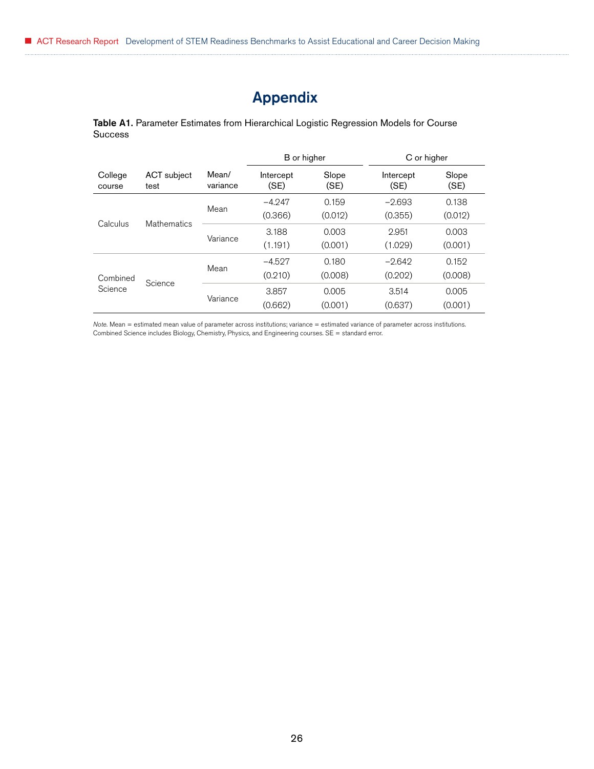# Appendix

**Table A1.** Parameter Estimates from Hierarchical Logistic Regression Models for Course Success

| College course | ACT subject test | Mean/ variance | B or higher | | C or higher | |
|---|---|---|---|---|---|---|
| | | | Intercept (SE) | Slope (SE) | Intercept (SE) | Slope (SE) |
| Calculus | Mathematics | Mean | −4.247 (0.366) | 0.159 (0.012) | −2.693 (0.355) | 0.138 (0.012) |
| | | Variance | 3.188 (1.191) | 0.003 (0.001) | 2.951 (1.029) | 0.003 (0.001) |
| Combined Science | Science | Mean | −4.527 (0.210) | 0.180 (0.008) | −2.642 (0.202) | 0.152 (0.008) |
| | | Variance | 3.857 (0.662) | 0.005 (0.001) | 3.514 (0.637) | 0.005 (0.001) |

*Note.* Mean = estimated mean value of parameter across institutions; variance = estimated variance of parameter across institutions. Combined Science includes Biology, Chemistry, Physics, and Engineering courses. SE = standard error.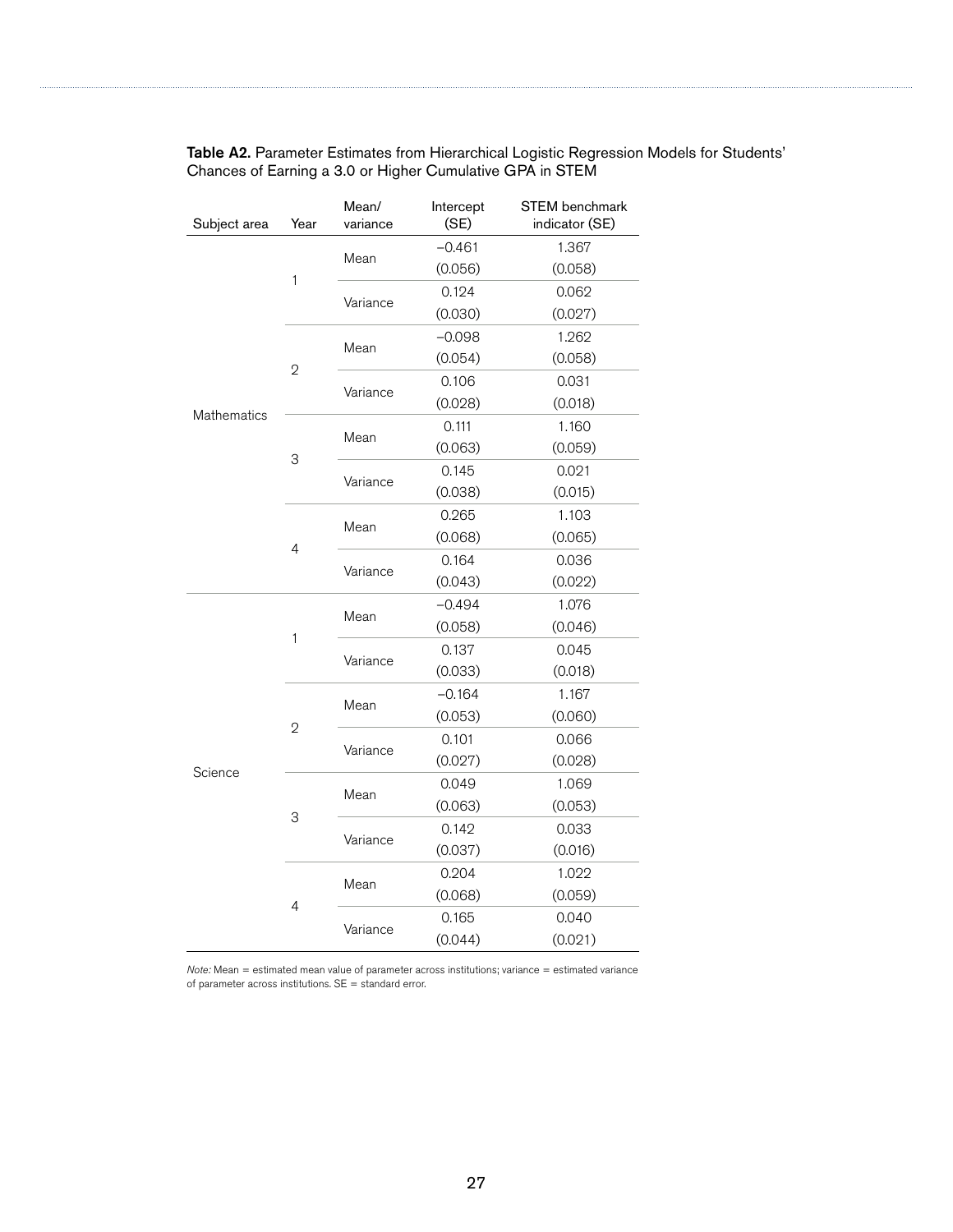**Table A2.** Parameter Estimates from Hierarchical Logistic Regression Models for Students' Chances of Earning a 3.0 or Higher Cumulative GPA in STEM

| Subject area | Year | Mean/ variance | Intercept (SE) | STEM benchmark indicator (SE) |
|---|---|---|---|---|
| Mathematics | 1 | Mean | −0.461 | 1.367 |
| | | | (0.056) | (0.058) |
| | | Variance | 0.124 | 0.062 |
| | | | (0.030) | (0.027) |
| | 2 | Mean | −0.098 | 1.262 |
| | | | (0.054) | (0.058) |
| | | Variance | 0.106 | 0.031 |
| | | | (0.028) | (0.018) |
| | 3 | Mean | 0.111 | 1.160 |
| | | | (0.063) | (0.059) |
| | | Variance | 0.145 | 0.021 |
| | | | (0.038) | (0.015) |
| | 4 | Mean | 0.265 | 1.103 |
| | | | (0.068) | (0.065) |
| | | Variance | 0.164 | 0.036 |
| | | | (0.043) | (0.022) |
| Science | 1 | Mean | −0.494 | 1.076 |
| | | | (0.058) | (0.046) |
| | | Variance | 0.137 | 0.045 |
| | | | (0.033) | (0.018) |
| | 2 | Mean | −0.164 | 1.167 |
| | | | (0.053) | (0.060) |
| | | Variance | 0.101 | 0.066 |
| | | | (0.027) | (0.028) |
| | 3 | Mean | 0.049 | 1.069 |
| | | | (0.063) | (0.053) |
| | | Variance | 0.142 | 0.033 |
| | | | (0.037) | (0.016) |
| | 4 | Mean | 0.204 | 1.022 |
| | | | (0.068) | (0.059) |
| | | Variance | 0.165 | 0.040 |
| | | | (0.044) | (0.021) |

*Note:* Mean = estimated mean value of parameter across institutions; variance = estimated variance of parameter across institutions. SE = standard error.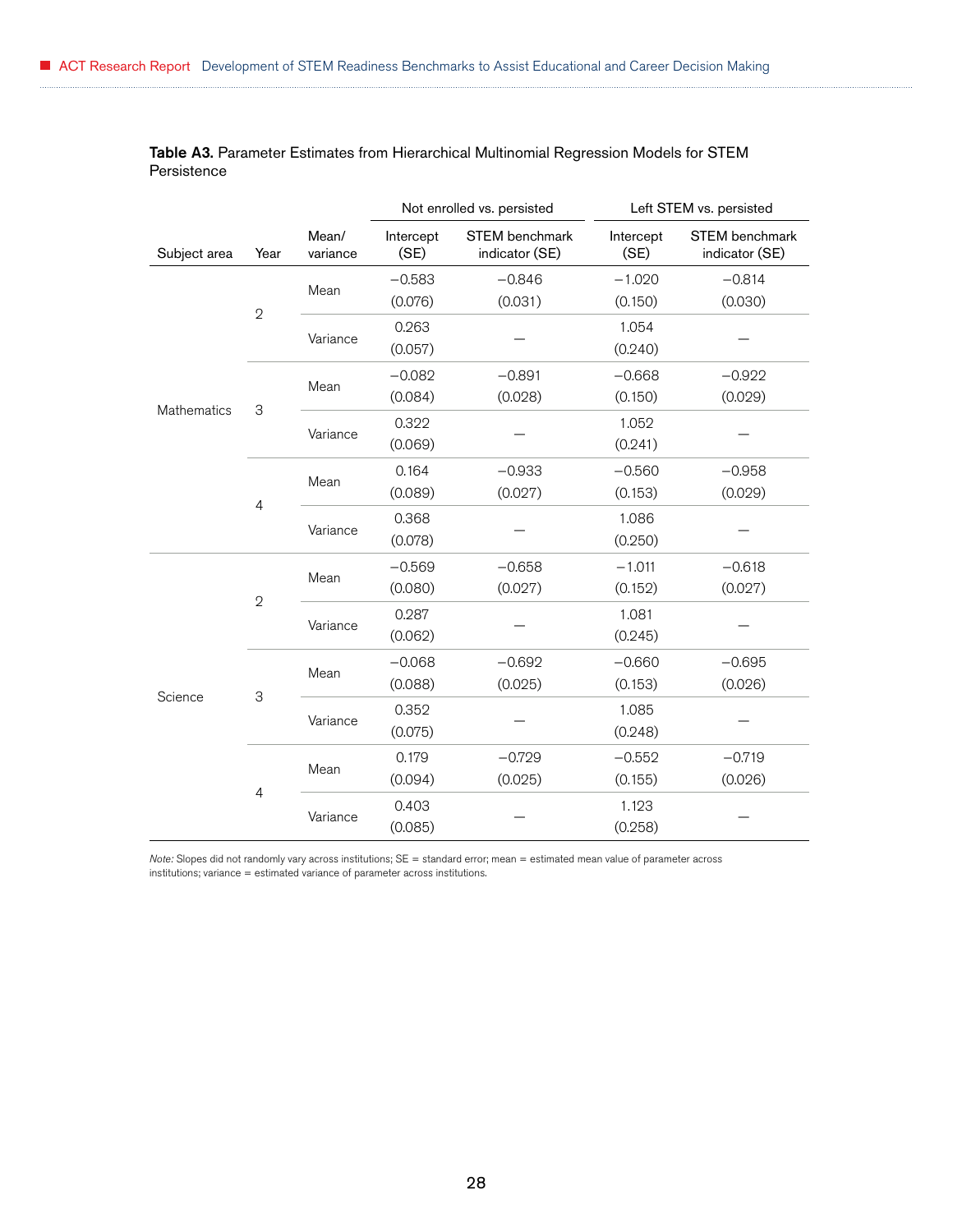**Table A3.** Parameter Estimates from Hierarchical Multinomial Regression Models for STEM Persistence

| | | | Not enrolled vs. persisted | | Left STEM vs. persisted | |
|---|---|---|---|---|---|---|
| Subject area | Year | Mean/ variance | Intercept (SE) | STEM benchmark indicator (SE) | Intercept (SE) | STEM benchmark indicator (SE) |
| Mathematics | 2 | Mean | −0.583 (0.076) | −0.846 (0.031) | −1.020 (0.150) | −0.814 (0.030) |
| | | Variance | 0.263 (0.057) | — | 1.054 (0.240) | — |
| | 3 | Mean | −0.082 (0.084) | −0.891 (0.028) | −0.668 (0.150) | −0.922 (0.029) |
| | | Variance | 0.322 (0.069) | — | 1.052 (0.241) | — |
| | 4 | Mean | 0.164 (0.089) | −0.933 (0.027) | −0.560 (0.153) | −0.958 (0.029) |
| | | Variance | 0.368 (0.078) | — | 1.086 (0.250) | — |
| Science | 2 | Mean | −0.569 (0.080) | −0.658 (0.027) | −1.011 (0.152) | −0.618 (0.027) |
| | | Variance | 0.287 (0.062) | — | 1.081 (0.245) | — |
| | 3 | Mean | −0.068 (0.088) | −0.692 (0.025) | −0.660 (0.153) | −0.695 (0.026) |
| | | Variance | 0.352 (0.075) | — | 1.085 (0.248) | — |
| | 4 | Mean | 0.179 (0.094) | −0.729 (0.025) | −0.552 (0.155) | −0.719 (0.026) |
| | | Variance | 0.403 (0.085) | — | 1.123 (0.258) | — |

*Note:* Slopes did not randomly vary across institutions; SE = standard error; mean = estimated mean value of parameter across institutions; variance = estimated variance of parameter across institutions.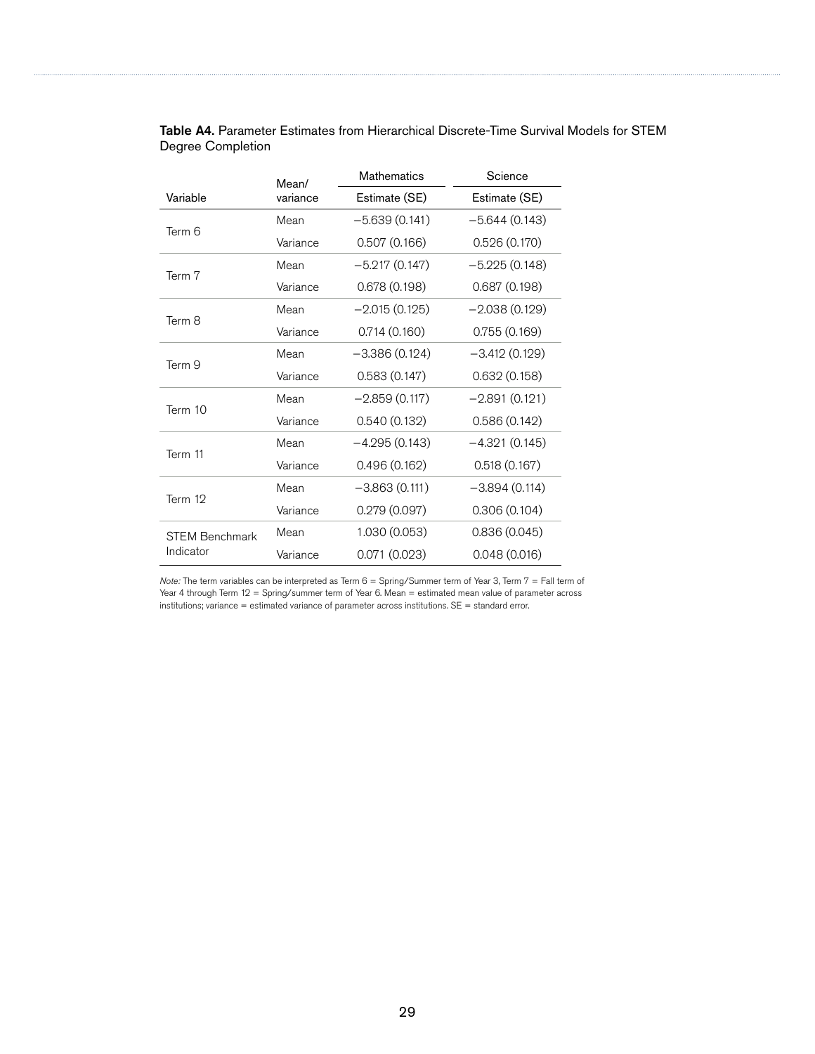**Table A4.** Parameter Estimates from Hierarchical Discrete-Time Survival Models for STEM Degree Completion

| Variable | Mean/ variance | Mathematics | Science |
|---|---|---|---|
| | | Estimate (SE) | Estimate (SE) |
| Term 6 | Mean | −5.639 (0.141) | −5.644 (0.143) |
| | Variance | 0.507 (0.166) | 0.526 (0.170) |
| Term 7 | Mean | −5.217 (0.147) | −5.225 (0.148) |
| | Variance | 0.678 (0.198) | 0.687 (0.198) |
| Term 8 | Mean | −2.015 (0.125) | −2.038 (0.129) |
| | Variance | 0.714 (0.160) | 0.755 (0.169) |
| Term 9 | Mean | −3.386 (0.124) | −3.412 (0.129) |
| | Variance | 0.583 (0.147) | 0.632 (0.158) |
| Term 10 | Mean | −2.859 (0.117) | −2.891 (0.121) |
| | Variance | 0.540 (0.132) | 0.586 (0.142) |
| Term 11 | Mean | −4.295 (0.143) | −4.321 (0.145) |
| | Variance | 0.496 (0.162) | 0.518 (0.167) |
| Term 12 | Mean | −3.863 (0.111) | −3.894 (0.114) |
| | Variance | 0.279 (0.097) | 0.306 (0.104) |
| STEM Benchmark Indicator | Mean | 1.030 (0.053) | 0.836 (0.045) |
| | Variance | 0.071 (0.023) | 0.048 (0.016) |

*Note:* The term variables can be interpreted as Term 6 = Spring/Summer term of Year 3, Term 7 = Fall term of Year 4 through Term 12 = Spring/summer term of Year 6. Mean = estimated mean value of parameter across institutions; variance = estimated variance of parameter across institutions. SE = standard error.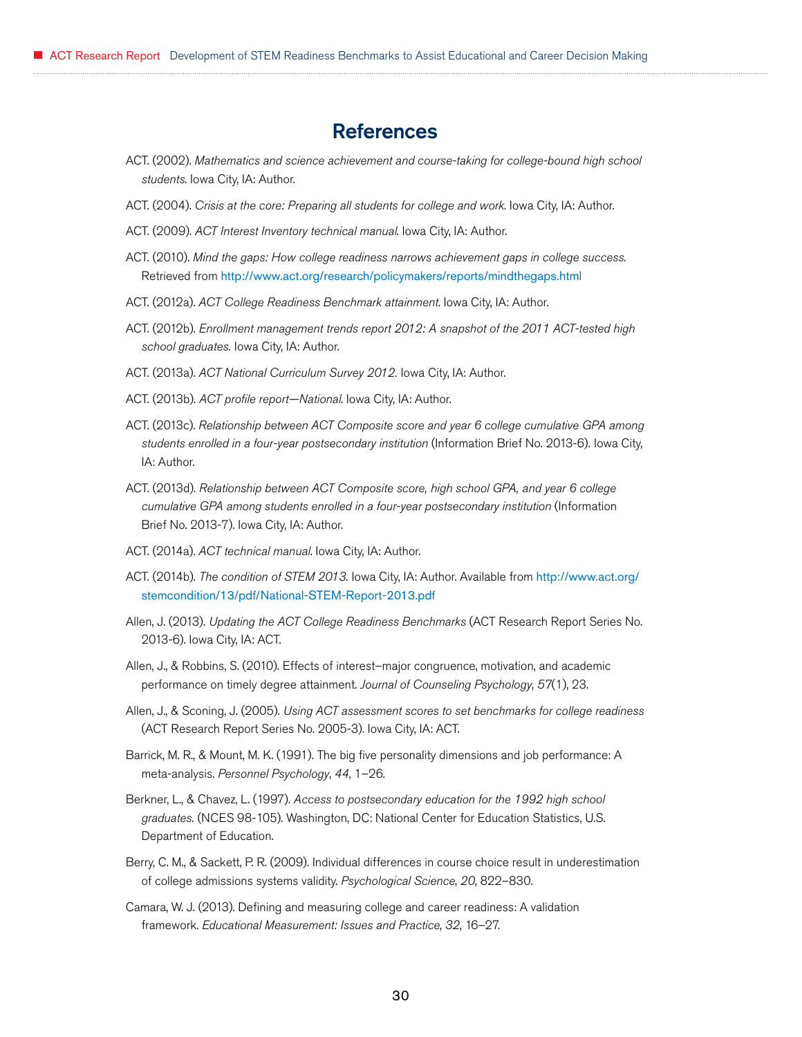# References

ACT. (2002). *Mathematics and science achievement and course-taking for college-bound high school students*. Iowa City, IA: Author.

ACT. (2004). *Crisis at the core: Preparing all students for college and work.* Iowa City, IA: Author.

ACT. (2009). *ACT Interest Inventory technical manual.* Iowa City, IA: Author.

ACT. (2010). *Mind the gaps: How college readiness narrows achievement gaps in college success.* Retrieved from http://www.act.org/research/policymakers/reports/mindthegaps.html

ACT. (2012a). *ACT College Readiness Benchmark attainment*. Iowa City, IA: Author.

ACT. (2012b). *Enrollment management trends report 2012: A snapshot of the 2011 ACT-tested high school graduates.* Iowa City, IA: Author.

ACT. (2013a). *ACT National Curriculum Survey 2012.* Iowa City, IA: Author.

ACT. (2013b). *ACT profile report—National.* Iowa City, IA: Author.

ACT. (2013c). *Relationship between ACT Composite score and year 6 college cumulative GPA among students enrolled in a four-year postsecondary institution* (Information Brief No. 2013-6). Iowa City, IA: Author.

ACT. (2013d). *Relationship between ACT Composite score, high school GPA, and year 6 college cumulative GPA among students enrolled in a four-year postsecondary institution* (Information Brief No. 2013-7). Iowa City, IA: Author.

ACT. (2014a). *ACT technical manual.* Iowa City, IA: Author.

ACT. (2014b). *The condition of STEM 2013.* Iowa City, IA: Author. Available from http://www.act.org/stemcondition/13/pdf/National-STEM-Report-2013.pdf

Allen, J. (2013). *Updating the ACT College Readiness Benchmarks* (ACT Research Report Series No. 2013-6). Iowa City, IA: ACT.

Allen, J., & Robbins, S. (2010). Effects of interest–major congruence, motivation, and academic performance on timely degree attainment. *Journal of Counseling Psychology*, *57*(1), 23.

Allen, J., & Sconing, J. (2005). *Using ACT assessment scores to set benchmarks for college readiness* (ACT Research Report Series No. 2005-3). Iowa City, IA: ACT.

Barrick, M. R., & Mount, M. K. (1991). The big five personality dimensions and job performance: A meta-analysis. *Personnel Psychology*, *44*, 1–26.

Berkner, L., & Chavez, L. (1997). *Access to postsecondary education for the 1992 high school graduates.* (NCES 98-105). Washington, DC: National Center for Education Statistics, U.S. Department of Education.

Berry, C. M., & Sackett, P. R. (2009). Individual differences in course choice result in underestimation of college admissions systems validity. *Psychological Science*, *20*, 822–830.

Camara, W. J. (2013). Defining and measuring college and career readiness: A validation framework. *Educational Measurement: Issues and Practice*, *32*, 16–27.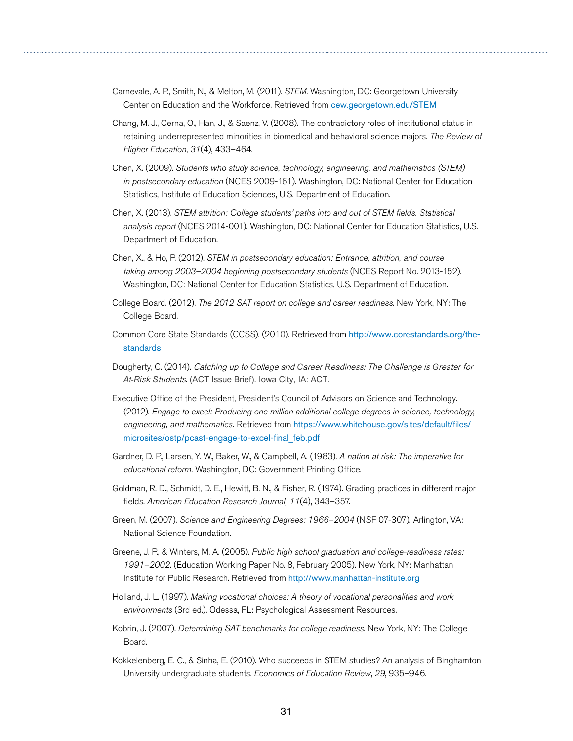Carnevale, A. P., Smith, N., & Melton, M. (2011). *STEM*. Washington, DC: Georgetown University Center on Education and the Workforce. Retrieved from cew.georgetown.edu/STEM

Chang, M. J., Cerna, O., Han, J., & Saenz, V. (2008). The contradictory roles of institutional status in retaining underrepresented minorities in biomedical and behavioral science majors. *The Review of Higher Education*, *31*(4), 433–464.

Chen, X. (2009). *Students who study science, technology, engineering, and mathematics (STEM) in postsecondary education* (NCES 2009-161). Washington, DC: National Center for Education Statistics, Institute of Education Sciences, U.S. Department of Education.

Chen, X. (2013). *STEM attrition: College students' paths into and out of STEM fields. Statistical analysis report* (NCES 2014-001). Washington, DC: National Center for Education Statistics, U.S. Department of Education.

Chen, X., & Ho, P. (2012). *STEM in postsecondary education: Entrance, attrition, and course taking among 2003–2004 beginning postsecondary students* (NCES Report No. 2013-152). Washington, DC: National Center for Education Statistics, U.S. Department of Education.

College Board. (2012). *The 2012 SAT report on college and career readiness*. New York, NY: The College Board.

Common Core State Standards (CCSS). (2010). Retrieved from http://www.corestandards.org/the-standards

Dougherty, C. (2014). *Catching up to College and Career Readiness: The Challenge is Greater for At-Risk Students*. (ACT Issue Brief). Iowa City, IA: ACT.

Executive Office of the President, President's Council of Advisors on Science and Technology. (2012). *Engage to excel: Producing one million additional college degrees in science, technology, engineering, and mathematics*. Retrieved from https://www.whitehouse.gov/sites/default/files/microsites/ostp/pcast-engage-to-excel-final_feb.pdf

Gardner, D. P., Larsen, Y. W., Baker, W., & Campbell, A. (1983). *A nation at risk: The imperative for educational reform.* Washington, DC: Government Printing Office.

Goldman, R. D., Schmidt, D. E., Hewitt, B. N., & Fisher, R. (1974). Grading practices in different major fields. *American Education Research Journal, 11*(4), 343–357.

Green, M. (2007). *Science and Engineering Degrees: 1966–2004* (NSF 07-307). Arlington, VA: National Science Foundation.

Greene, J. P., & Winters, M. A. (2005). *Public high school graduation and college-readiness rates: 1991–2002*. (Education Working Paper No. 8, February 2005). New York, NY: Manhattan Institute for Public Research. Retrieved from http://www.manhattan-institute.org

Holland, J. L. (1997). *Making vocational choices: A theory of vocational personalities and work environments* (3rd ed.). Odessa, FL: Psychological Assessment Resources.

Kobrin, J. (2007). *Determining SAT benchmarks for college readiness*. New York, NY: The College Board.

Kokkelenberg, E. C., & Sinha, E. (2010). Who succeeds in STEM studies? An analysis of Binghamton University undergraduate students. *Economics of Education Review*, *29*, 935–946.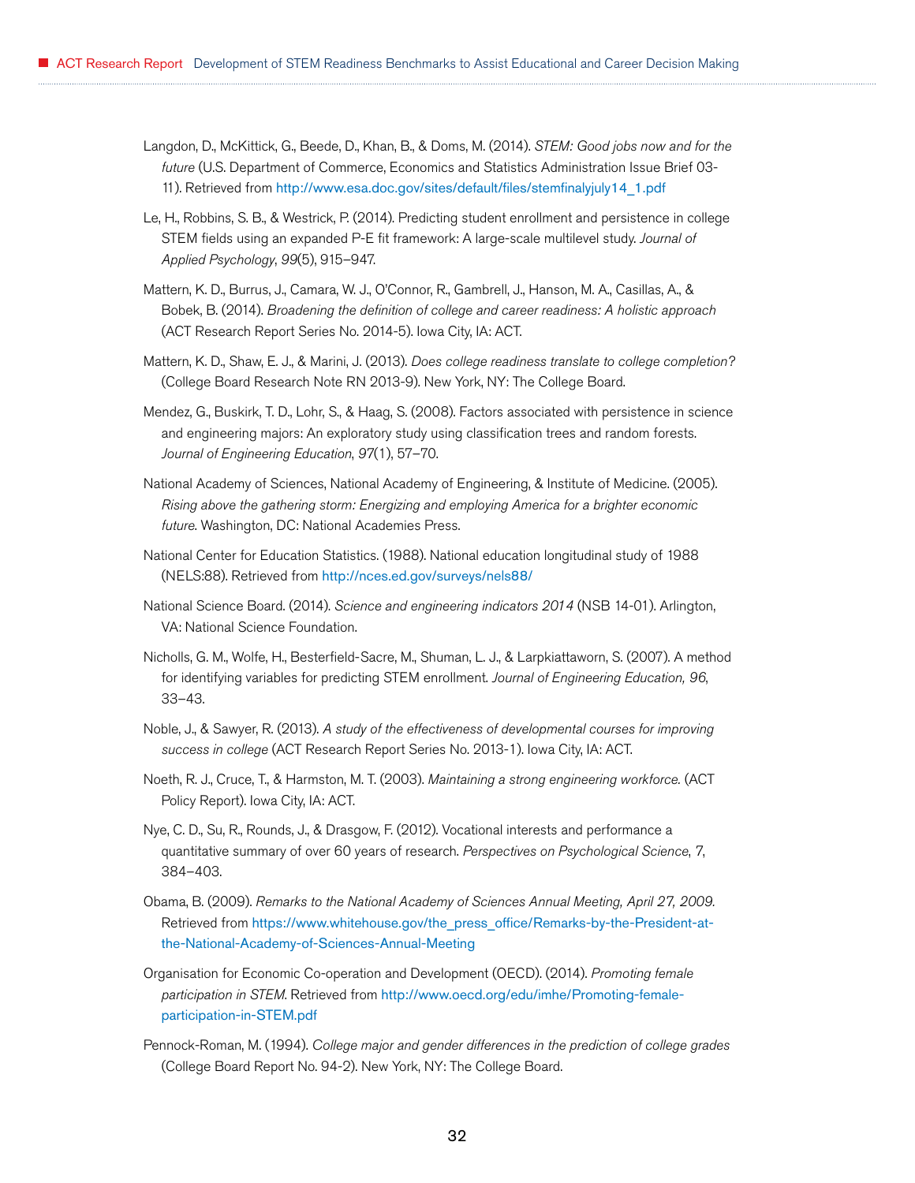Langdon, D., McKittick, G., Beede, D., Khan, B., & Doms, M. (2014). *STEM: Good jobs now and for the future* (U.S. Department of Commerce, Economics and Statistics Administration Issue Brief 03-11). Retrieved from http://www.esa.doc.gov/sites/default/files/stemfinalyjuly14_1.pdf

Le, H., Robbins, S. B., & Westrick, P. (2014). Predicting student enrollment and persistence in college STEM fields using an expanded P-E fit framework: A large-scale multilevel study. *Journal of Applied Psychology*, *99*(5), 915–947.

Mattern, K. D., Burrus, J., Camara, W. J., O'Connor, R., Gambrell, J., Hanson, M. A., Casillas, A., & Bobek, B. (2014). *Broadening the definition of college and career readiness: A holistic approach* (ACT Research Report Series No. 2014-5). Iowa City, IA: ACT.

Mattern, K. D., Shaw, E. J., & Marini, J. (2013). *Does college readiness translate to college completion?* (College Board Research Note RN 2013-9). New York, NY: The College Board.

Mendez, G., Buskirk, T. D., Lohr, S., & Haag, S. (2008). Factors associated with persistence in science and engineering majors: An exploratory study using classification trees and random forests. *Journal of Engineering Education*, *97*(1), 57–70.

National Academy of Sciences, National Academy of Engineering, & Institute of Medicine. (2005). *Rising above the gathering storm: Energizing and employing America for a brighter economic future*. Washington, DC: National Academies Press.

National Center for Education Statistics. (1988). National education longitudinal study of 1988 (NELS:88). Retrieved from http://nces.ed.gov/surveys/nels88/

National Science Board. (2014). *Science and engineering indicators 2014* (NSB 14-01). Arlington, VA: National Science Foundation.

Nicholls, G. M., Wolfe, H., Besterfield-Sacre, M., Shuman, L. J., & Larpkiattaworn, S. (2007). A method for identifying variables for predicting STEM enrollment. *Journal of Engineering Education, 96*, 33–43.

Noble, J., & Sawyer, R. (2013). *A study of the effectiveness of developmental courses for improving success in college* (ACT Research Report Series No. 2013-1). Iowa City, IA: ACT.

Noeth, R. J., Cruce, T., & Harmston, M. T. (2003). *Maintaining a strong engineering workforce.* (ACT Policy Report). Iowa City, IA: ACT.

Nye, C. D., Su, R., Rounds, J., & Drasgow, F. (2012). Vocational interests and performance a quantitative summary of over 60 years of research. *Perspectives on Psychological Science*, *7*, 384–403.

Obama, B. (2009). *Remarks to the National Academy of Sciences Annual Meeting, April 27, 2009.* Retrieved from https://www.whitehouse.gov/the_press_office/Remarks-by-the-President-at-the-National-Academy-of-Sciences-Annual-Meeting

Organisation for Economic Co-operation and Development (OECD). (2014). *Promoting female participation in STEM*. Retrieved from http://www.oecd.org/edu/imhe/Promoting-female-participation-in-STEM.pdf

Pennock-Roman, M. (1994). *College major and gender differences in the prediction of college grades* (College Board Report No. 94-2). New York, NY: The College Board.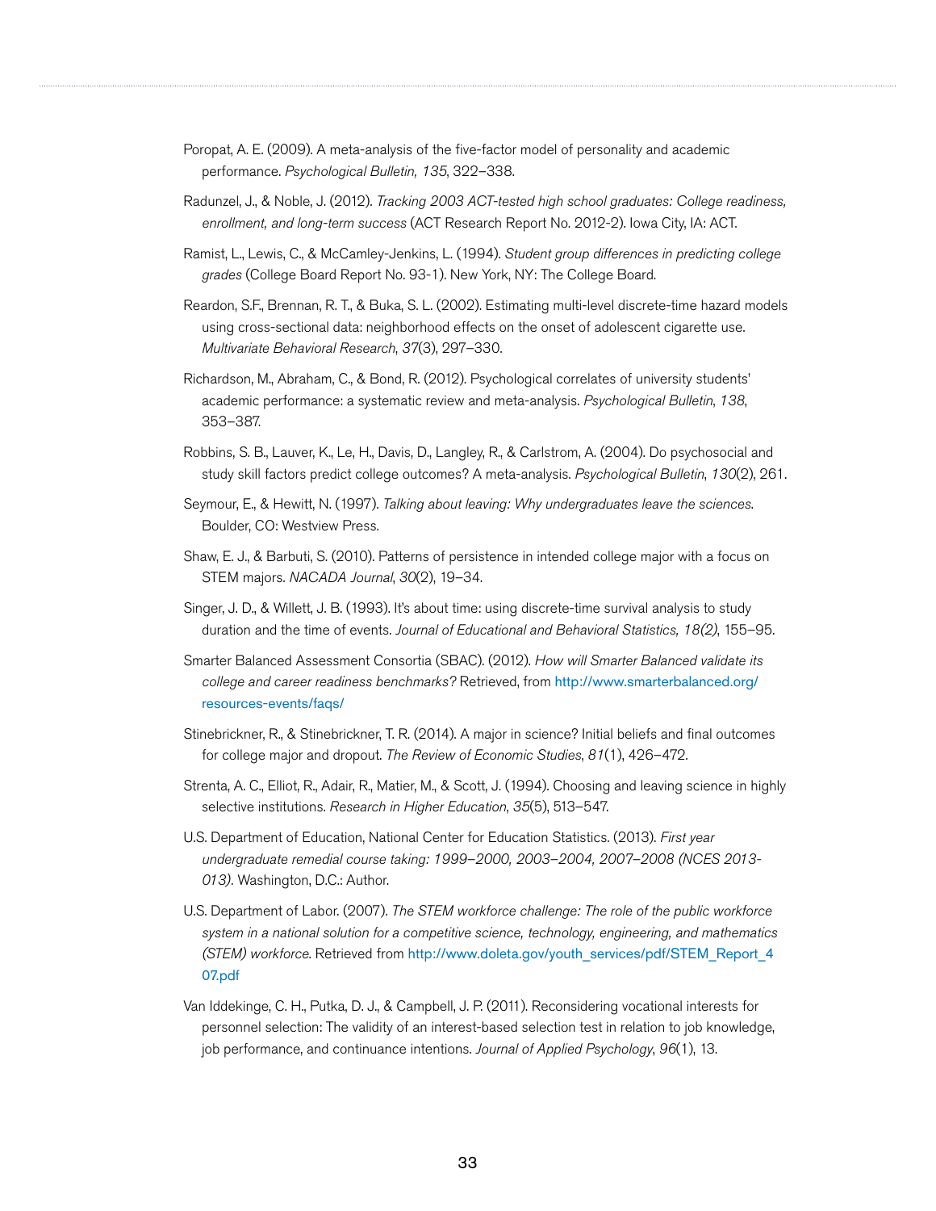Poropat, A. E. (2009). A meta-analysis of the five-factor model of personality and academic performance. *Psychological Bulletin, 135*, 322–338.

Radunzel, J., & Noble, J. (2012). *Tracking 2003 ACT-tested high school graduates: College readiness, enrollment, and long-term success* (ACT Research Report No. 2012-2). Iowa City, IA: ACT.

Ramist, L., Lewis, C., & McCamley-Jenkins, L. (1994). *Student group differences in predicting college grades* (College Board Report No. 93-1). New York, NY: The College Board.

Reardon, S.F., Brennan, R. T., & Buka, S. L. (2002). Estimating multi-level discrete-time hazard models using cross-sectional data: neighborhood effects on the onset of adolescent cigarette use. *Multivariate Behavioral Research*, *37*(3), 297–330.

Richardson, M., Abraham, C., & Bond, R. (2012). Psychological correlates of university students' academic performance: a systematic review and meta-analysis. *Psychological Bulletin*, *138*, 353–387.

Robbins, S. B., Lauver, K., Le, H., Davis, D., Langley, R., & Carlstrom, A. (2004). Do psychosocial and study skill factors predict college outcomes? A meta-analysis. *Psychological Bulletin*, *130*(2), 261.

Seymour, E., & Hewitt, N. (1997). *Talking about leaving: Why undergraduates leave the sciences.* Boulder, CO: Westview Press.

Shaw, E. J., & Barbuti, S. (2010). Patterns of persistence in intended college major with a focus on STEM majors. *NACADA Journal*, *30*(2), 19–34.

Singer, J. D., & Willett, J. B. (1993). It's about time: using discrete-time survival analysis to study duration and the time of events. *Journal of Educational and Behavioral Statistics, 18(2)*, 155–95.

Smarter Balanced Assessment Consortia (SBAC). (2012). *How will Smarter Balanced validate its college and career readiness benchmarks?* Retrieved, from http://www.smarterbalanced.org/resources-events/faqs/

Stinebrickner, R., & Stinebrickner, T. R. (2014). A major in science? Initial beliefs and final outcomes for college major and dropout. *The Review of Economic Studies*, *81*(1), 426–472.

Strenta, A. C., Elliot, R., Adair, R., Matier, M., & Scott, J. (1994). Choosing and leaving science in highly selective institutions. *Research in Higher Education*, *35*(5), 513–547.

U.S. Department of Education, National Center for Education Statistics. (2013). *First year undergraduate remedial course taking: 1999–2000, 2003–2004, 2007–2008 (NCES 2013-013).* Washington, D.C.: Author.

U.S. Department of Labor. (2007). *The STEM workforce challenge: The role of the public workforce system in a national solution for a competitive science, technology, engineering, and mathematics (STEM) workforce.* Retrieved from http://www.doleta.gov/youth_services/pdf/STEM_Report_407.pdf

Van Iddekinge, C. H., Putka, D. J., & Campbell, J. P. (2011). Reconsidering vocational interests for personnel selection: The validity of an interest-based selection test in relation to job knowledge, job performance, and continuance intentions. *Journal of Applied Psychology*, *96*(1), 13.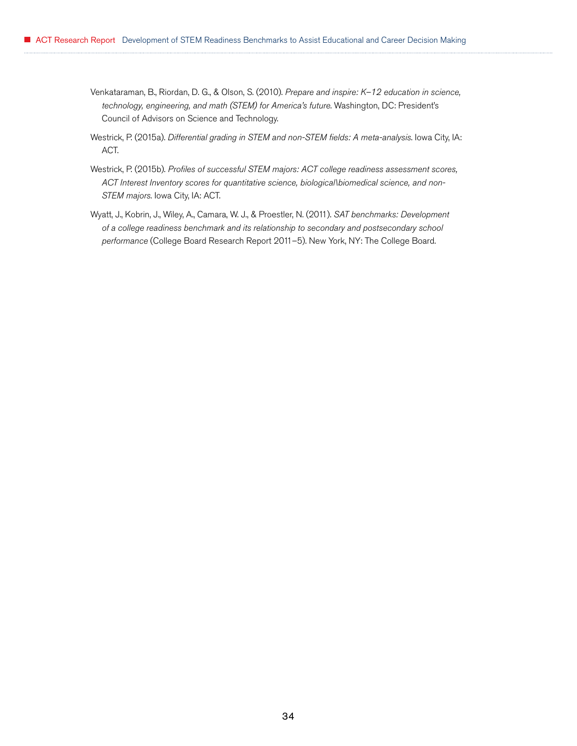Venkataraman, B., Riordan, D. G., & Olson, S. (2010). *Prepare and inspire: K–12 education in science, technology, engineering, and math (STEM) for America's future*. Washington, DC: President's Council of Advisors on Science and Technology.

Westrick, P. (2015a). *Differential grading in STEM and non-STEM fields: A meta-analysis*. Iowa City, IA: ACT.

Westrick, P. (2015b). *Profiles of successful STEM majors: ACT college readiness assessment scores, ACT Interest Inventory scores for quantitative science, biological\biomedical science, and non-STEM majors*. Iowa City, IA: ACT.

Wyatt, J., Kobrin, J., Wiley, A., Camara, W. J., & Proestler, N. (2011). *SAT benchmarks: Development of a college readiness benchmark and its relationship to secondary and postsecondary school performance* (College Board Research Report 2011–5). New York, NY: The College Board.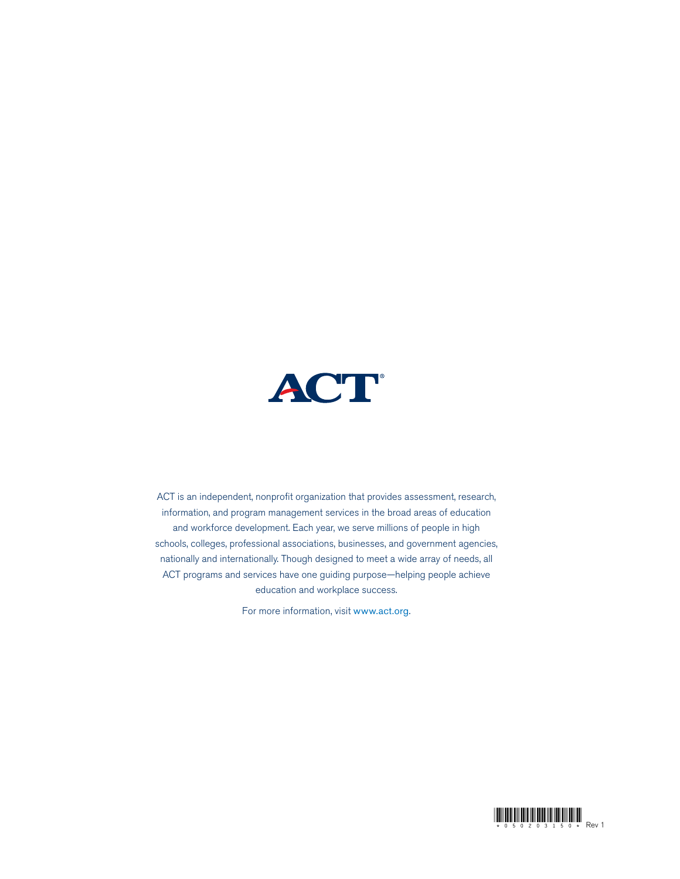ACT®

ACT is an independent, nonprofit organization that provides assessment, research, information, and program management services in the broad areas of education and workforce development. Each year, we serve millions of people in high schools, colleges, professional associations, businesses, and government agencies, nationally and internationally. Though designed to meet a wide array of needs, all ACT programs and services have one guiding purpose—helping people achieve education and workplace success.

For more information, visit www.act.org.

*050203150* Rev 1